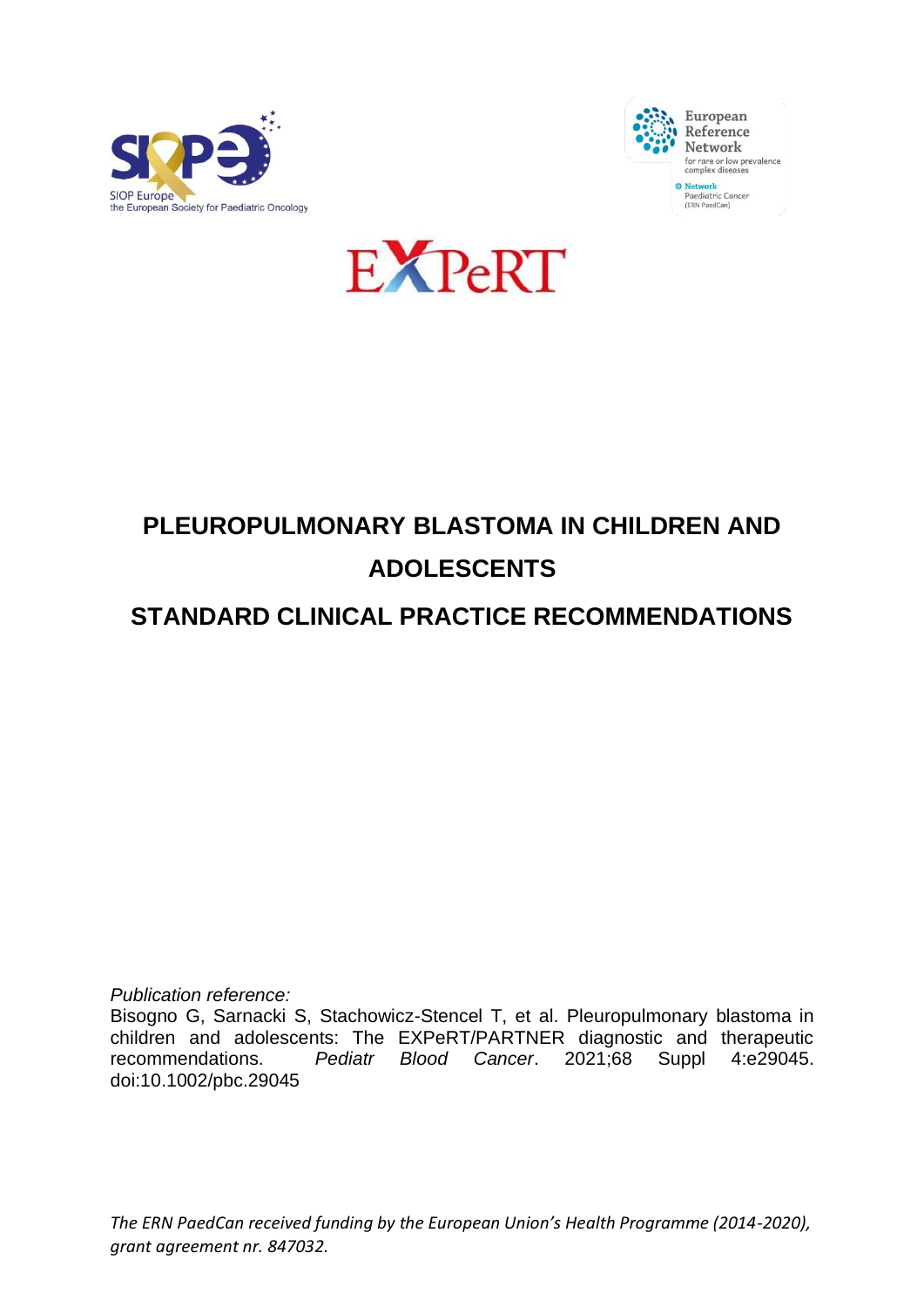SIOP Europe
the European Society for Paediatric Oncology

European Reference Network
for rare or low prevalence complex diseases

Network
Paediatric Cancer
(ERN PaedCan)

EXPeRT

# PLEUROPULMONARY BLASTOMA IN CHILDREN AND ADOLESCENTS

## STANDARD CLINICAL PRACTICE RECOMMENDATIONS

*Publication reference:*

Bisogno G, Sarnacki S, Stachowicz-Stencel T, et al. Pleuropulmonary blastoma in children and adolescents: The EXPeRT/PARTNER diagnostic and therapeutic recommendations. *Pediatr Blood Cancer*. 2021;68 Suppl 4:e29045. doi:10.1002/pbc.29045

*The ERN PaedCan received funding by the European Union's Health Programme (2014-2020), grant agreement nr. 847032.*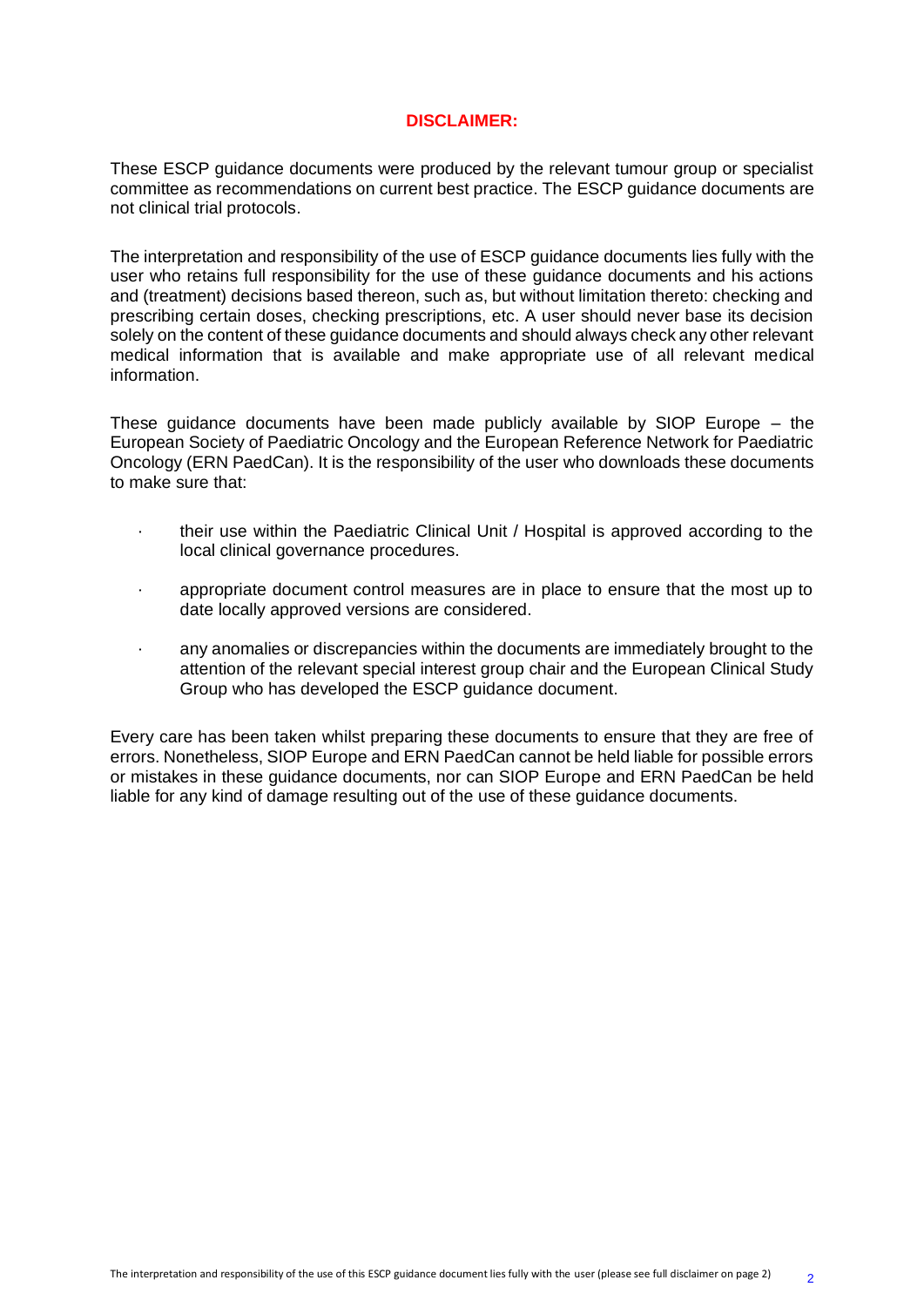# DISCLAIMER:

These ESCP guidance documents were produced by the relevant tumour group or specialist committee as recommendations on current best practice. The ESCP guidance documents are not clinical trial protocols.

The interpretation and responsibility of the use of ESCP guidance documents lies fully with the user who retains full responsibility for the use of these guidance documents and his actions and (treatment) decisions based thereon, such as, but without limitation thereto: checking and prescribing certain doses, checking prescriptions, etc. A user should never base its decision solely on the content of these guidance documents and should always check any other relevant medical information that is available and make appropriate use of all relevant medical information.

These guidance documents have been made publicly available by SIOP Europe – the European Society of Paediatric Oncology and the European Reference Network for Paediatric Oncology (ERN PaedCan). It is the responsibility of the user who downloads these documents to make sure that:

- their use within the Paediatric Clinical Unit / Hospital is approved according to the local clinical governance procedures.
- appropriate document control measures are in place to ensure that the most up to date locally approved versions are considered.
- any anomalies or discrepancies within the documents are immediately brought to the attention of the relevant special interest group chair and the European Clinical Study Group who has developed the ESCP guidance document.

Every care has been taken whilst preparing these documents to ensure that they are free of errors. Nonetheless, SIOP Europe and ERN PaedCan cannot be held liable for possible errors or mistakes in these guidance documents, nor can SIOP Europe and ERN PaedCan be held liable for any kind of damage resulting out of the use of these guidance documents.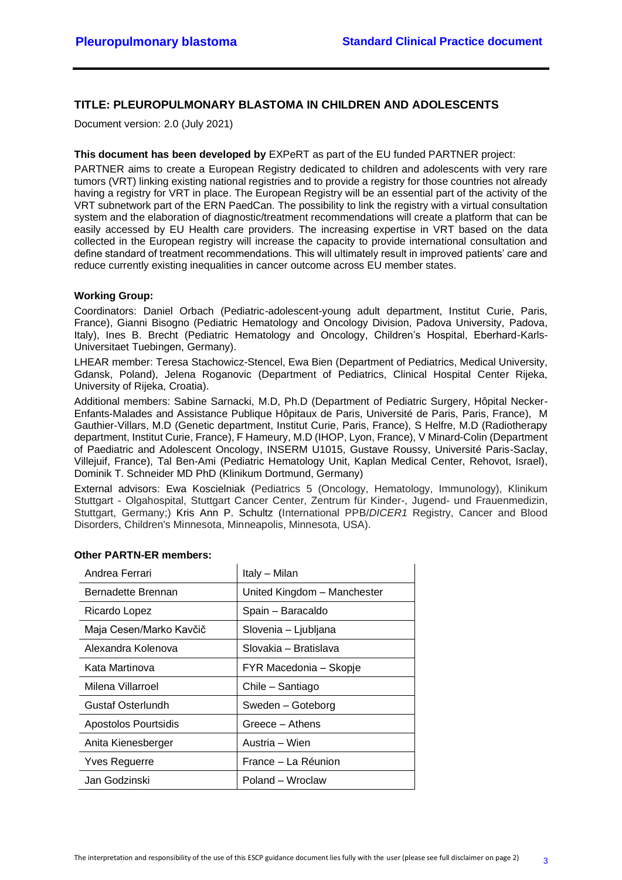## TITLE: PLEUROPULMONARY BLASTOMA IN CHILDREN AND ADOLESCENTS

Document version: 2.0 (July 2021)

**This document has been developed by** EXPeRT as part of the EU funded PARTNER project:

PARTNER aims to create a European Registry dedicated to children and adolescents with very rare tumors (VRT) linking existing national registries and to provide a registry for those countries not already having a registry for VRT in place. The European Registry will be an essential part of the activity of the VRT subnetwork part of the ERN PaedCan. The possibility to link the registry with a virtual consultation system and the elaboration of diagnostic/treatment recommendations will create a platform that can be easily accessed by EU Health care providers. The increasing expertise in VRT based on the data collected in the European registry will increase the capacity to provide international consultation and define standard of treatment recommendations. This will ultimately result in improved patients' care and reduce currently existing inequalities in cancer outcome across EU member states.

**Working Group:**

Coordinators: Daniel Orbach (Pediatric-adolescent-young adult department, Institut Curie, Paris, France), Gianni Bisogno (Pediatric Hematology and Oncology Division, Padova University, Padova, Italy), Ines B. Brecht (Pediatric Hematology and Oncology, Children's Hospital, Eberhard-Karls-Universitaet Tuebingen, Germany).

LHEAR member: Teresa Stachowicz-Stencel, Ewa Bien (Department of Pediatrics, Medical University, Gdansk, Poland), Jelena Roganovic (Department of Pediatrics, Clinical Hospital Center Rijeka, University of Rijeka, Croatia).

Additional members: Sabine Sarnacki, M.D, Ph.D (Department of Pediatric Surgery, Hôpital Necker-Enfants-Malades and Assistance Publique Hôpitaux de Paris, Université de Paris, Paris, France), M Gauthier-Villars, M.D (Genetic department, Institut Curie, Paris, France), S Helfre, M.D (Radiotherapy department, Institut Curie, France), F Hameury, M.D (IHOP, Lyon, France), V Minard-Colin (Department of Paediatric and Adolescent Oncology, INSERM U1015, Gustave Roussy, Université Paris-Saclay, Villejuif, France), Tal Ben-Ami (Pediatric Hematology Unit, Kaplan Medical Center, Rehovot, Israel), Dominik T. Schneider MD PhD (Klinikum Dortmund, Germany)

External advisors: Ewa Koscielniak (Pediatrics 5 (Oncology, Hematology, Immunology), Klinikum Stuttgart - Olgahospital, Stuttgart Cancer Center, Zentrum für Kinder-, Jugend- und Frauenmedizin, Stuttgart, Germany;) Kris Ann P. Schultz (International PPB/*DICER1* Registry, Cancer and Blood Disorders, Children's Minnesota, Minneapolis, Minnesota, USA).

**Other PARTN-ER members:**

| | |
|---|---|
| Andrea Ferrari | Italy – Milan |
| Bernadette Brennan | United Kingdom – Manchester |
| Ricardo Lopez | Spain – Baracaldo |
| Maja Cesen/Marko Kavčič | Slovenia – Ljubljana |
| Alexandra Kolenova | Slovakia – Bratislava |
| Kata Martinova | FYR Macedonia – Skopje |
| Milena Villarroel | Chile – Santiago |
| Gustaf Osterlundh | Sweden – Goteborg |
| Apostolos Pourtsidis | Greece – Athens |
| Anita Kienesberger | Austria – Wien |
| Yves Reguerre | France – La Réunion |
| Jan Godzinski | Poland – Wroclaw |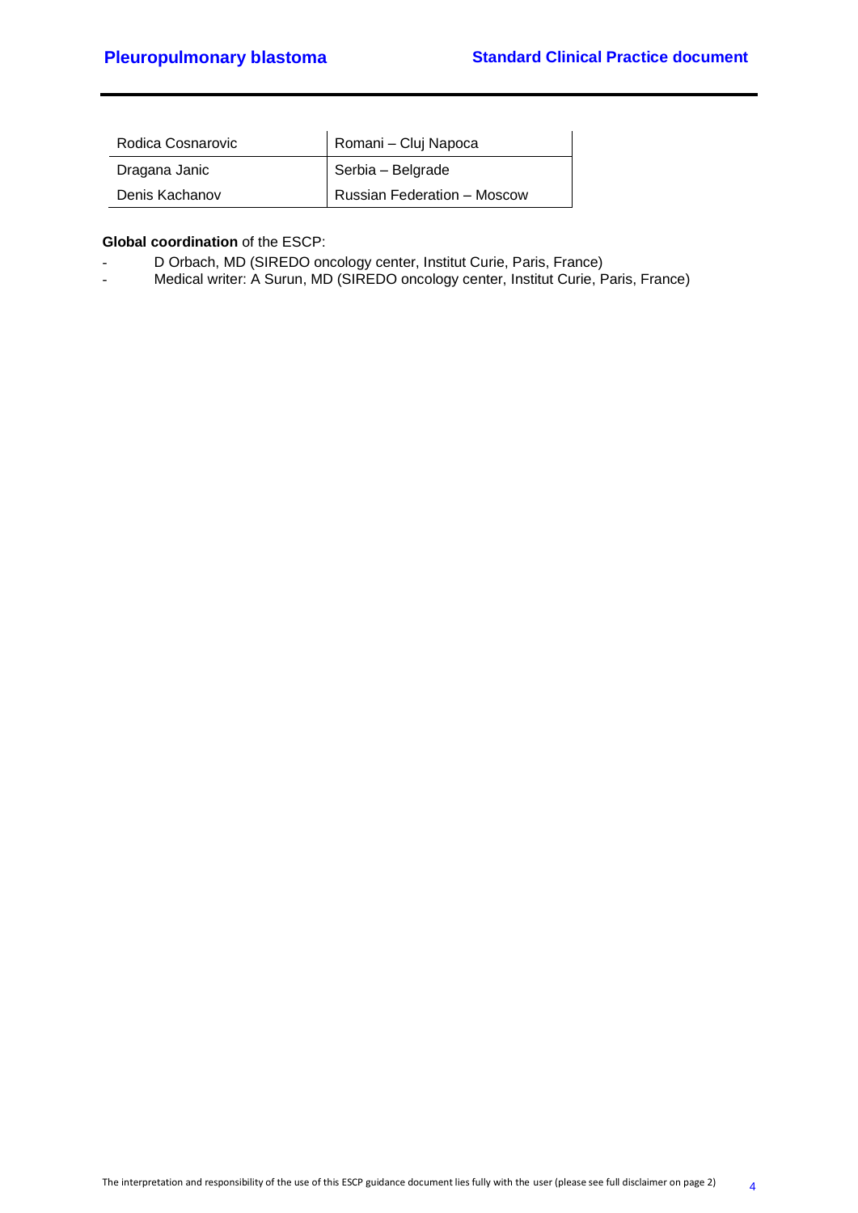| | |
|---|---|
| Rodica Cosnarovic | Romani – Cluj Napoca |
| Dragana Janic | Serbia – Belgrade |
| Denis Kachanov | Russian Federation – Moscow |

**Global coordination** of the ESCP:

- D Orbach, MD (SIREDO oncology center, Institut Curie, Paris, France)
- Medical writer: A Surun, MD (SIREDO oncology center, Institut Curie, Paris, France)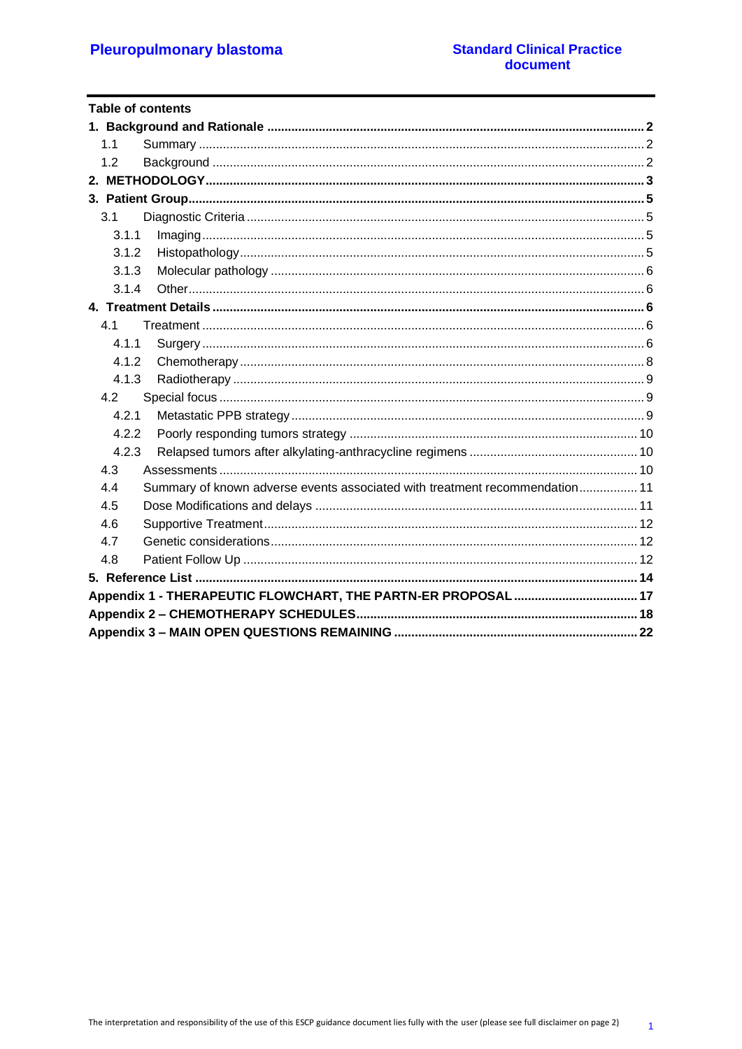**Table of contents**

| | |
|---|---|
| **1. Background and Rationale** | **2** |
| 1.1 Summary | 2 |
| 1.2 Background | 2 |
| **2. METHODOLOGY** | **3** |
| **3. Patient Group** | **5** |
| 3.1 Diagnostic Criteria | 5 |
| 3.1.1 Imaging | 5 |
| 3.1.2 Histopathology | 5 |
| 3.1.3 Molecular pathology | 6 |
| 3.1.4 Other | 6 |
| **4. Treatment Details** | **6** |
| 4.1 Treatment | 6 |
| 4.1.1 Surgery | 6 |
| 4.1.2 Chemotherapy | 8 |
| 4.1.3 Radiotherapy | 9 |
| 4.2 Special focus | 9 |
| 4.2.1 Metastatic PPB strategy | 9 |
| 4.2.2 Poorly responding tumors strategy | 10 |
| 4.2.3 Relapsed tumors after alkylating-anthracycline regimens | 10 |
| 4.3 Assessments | 10 |
| 4.4 Summary of known adverse events associated with treatment recommendation | 11 |
| 4.5 Dose Modifications and delays | 11 |
| 4.6 Supportive Treatment | 12 |
| 4.7 Genetic considerations | 12 |
| 4.8 Patient Follow Up | 12 |
| **5. Reference List** | **14** |
| **Appendix 1 - THERAPEUTIC FLOWCHART, THE PARTN-ER PROPOSAL** | **17** |
| **Appendix 2 – CHEMOTHERAPY SCHEDULES** | **18** |
| **Appendix 3 – MAIN OPEN QUESTIONS REMAINING** | **22** |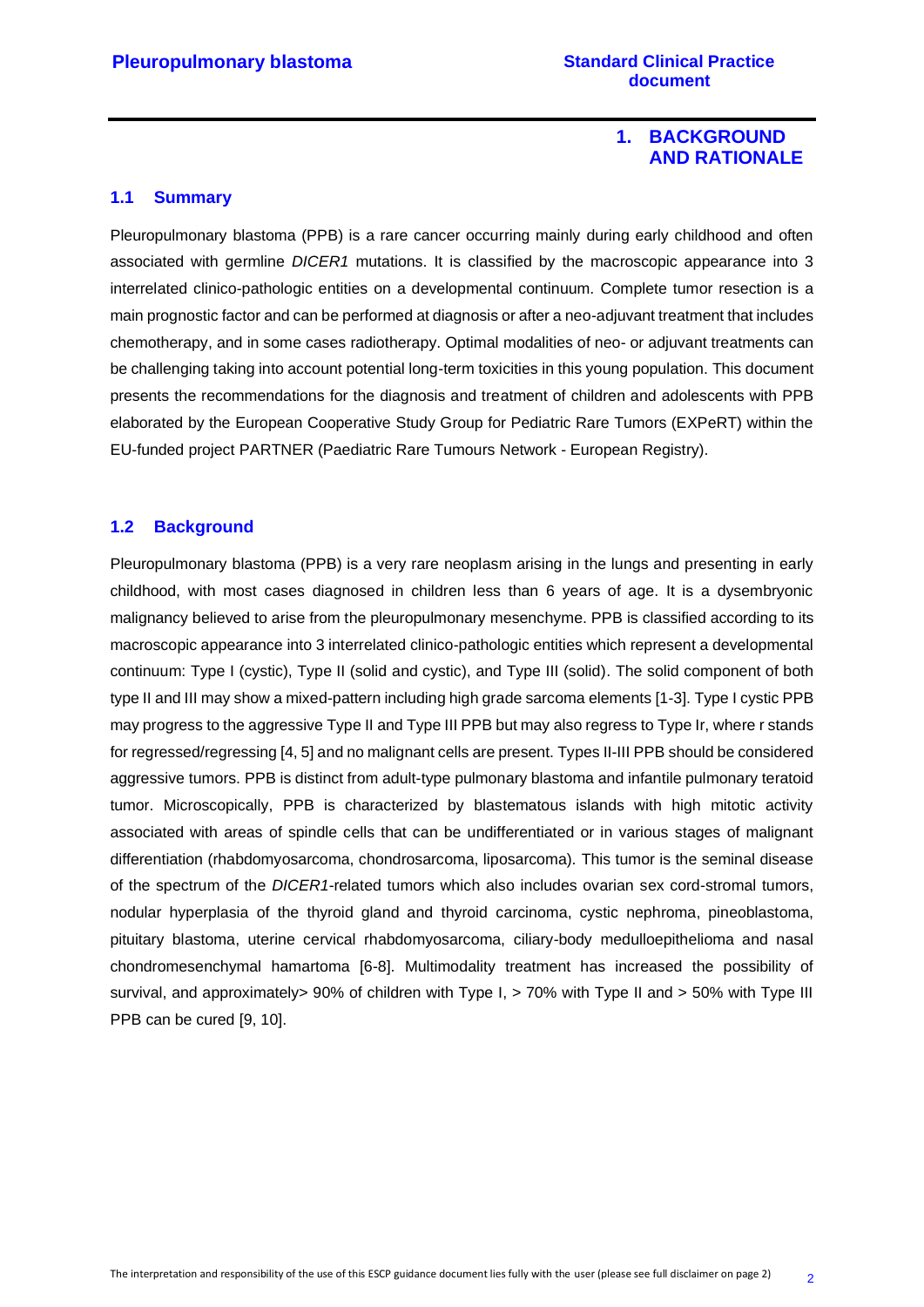# 1. BACKGROUND AND RATIONALE

## 1.1 Summary

Pleuropulmonary blastoma (PPB) is a rare cancer occurring mainly during early childhood and often associated with germline *DICER1* mutations. It is classified by the macroscopic appearance into 3 interrelated clinico-pathologic entities on a developmental continuum. Complete tumor resection is a main prognostic factor and can be performed at diagnosis or after a neo-adjuvant treatment that includes chemotherapy, and in some cases radiotherapy. Optimal modalities of neo- or adjuvant treatments can be challenging taking into account potential long-term toxicities in this young population. This document presents the recommendations for the diagnosis and treatment of children and adolescents with PPB elaborated by the European Cooperative Study Group for Pediatric Rare Tumors (EXPeRT) within the EU-funded project PARTNER (Paediatric Rare Tumours Network - European Registry).

## 1.2 Background

Pleuropulmonary blastoma (PPB) is a very rare neoplasm arising in the lungs and presenting in early childhood, with most cases diagnosed in children less than 6 years of age. It is a dysembryonic malignancy believed to arise from the pleuropulmonary mesenchyme. PPB is classified according to its macroscopic appearance into 3 interrelated clinico-pathologic entities which represent a developmental continuum: Type I (cystic), Type II (solid and cystic), and Type III (solid). The solid component of both type II and III may show a mixed-pattern including high grade sarcoma elements [1-3]. Type I cystic PPB may progress to the aggressive Type II and Type III PPB but may also regress to Type Ir, where r stands for regressed/regressing [4, 5] and no malignant cells are present. Types II-III PPB should be considered aggressive tumors. PPB is distinct from adult-type pulmonary blastoma and infantile pulmonary teratoid tumor. Microscopically, PPB is characterized by blastematous islands with high mitotic activity associated with areas of spindle cells that can be undifferentiated or in various stages of malignant differentiation (rhabdomyosarcoma, chondrosarcoma, liposarcoma). This tumor is the seminal disease of the spectrum of the *DICER1*-related tumors which also includes ovarian sex cord-stromal tumors, nodular hyperplasia of the thyroid gland and thyroid carcinoma, cystic nephroma, pineoblastoma, pituitary blastoma, uterine cervical rhabdomyosarcoma, ciliary-body medulloepithelioma and nasal chondromesenchymal hamartoma [6-8]. Multimodality treatment has increased the possibility of survival, and approximately> 90% of children with Type I, > 70% with Type II and > 50% with Type III PPB can be cured [9, 10].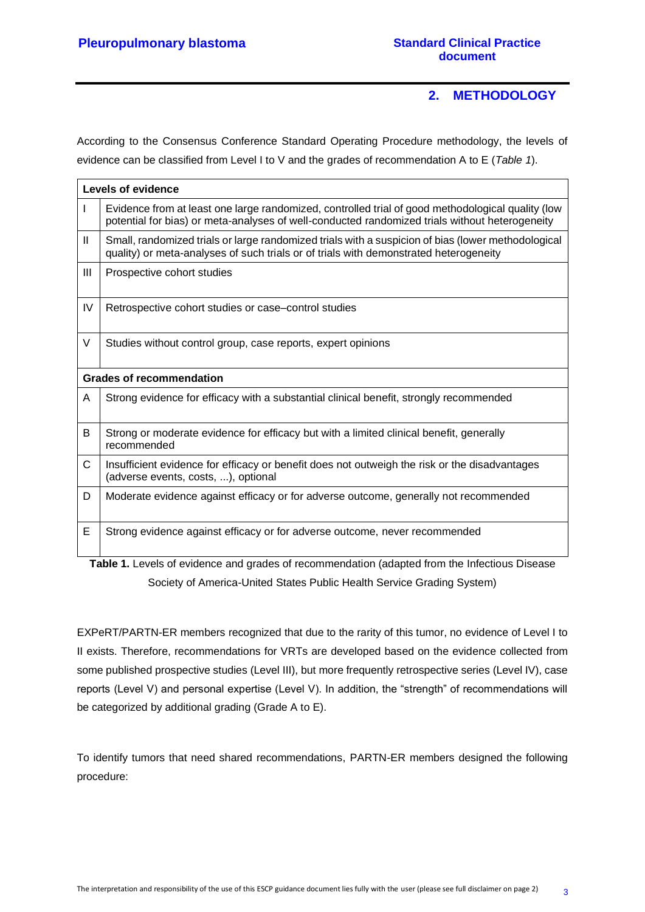## 2. METHODOLOGY

According to the Consensus Conference Standard Operating Procedure methodology, the levels of evidence can be classified from Level I to V and the grades of recommendation A to E (*Table 1*).

| **Levels of evidence** | |
|---|---|
| I | Evidence from at least one large randomized, controlled trial of good methodological quality (low potential for bias) or meta-analyses of well-conducted randomized trials without heterogeneity |
| II | Small, randomized trials or large randomized trials with a suspicion of bias (lower methodological quality) or meta-analyses of such trials or of trials with demonstrated heterogeneity |
| III | Prospective cohort studies |
| IV | Retrospective cohort studies or case–control studies |
| V | Studies without control group, case reports, expert opinions |
| **Grades of recommendation** | |
| A | Strong evidence for efficacy with a substantial clinical benefit, strongly recommended |
| B | Strong or moderate evidence for efficacy but with a limited clinical benefit, generally recommended |
| C | Insufficient evidence for efficacy or benefit does not outweigh the risk or the disadvantages (adverse events, costs, ...), optional |
| D | Moderate evidence against efficacy or for adverse outcome, generally not recommended |
| E | Strong evidence against efficacy or for adverse outcome, never recommended |

**Table 1.** Levels of evidence and grades of recommendation (adapted from the Infectious Disease Society of America-United States Public Health Service Grading System)

EXPeRT/PARTN-ER members recognized that due to the rarity of this tumor, no evidence of Level I to II exists. Therefore, recommendations for VRTs are developed based on the evidence collected from some published prospective studies (Level III), but more frequently retrospective series (Level IV), case reports (Level V) and personal expertise (Level V). In addition, the "strength" of recommendations will be categorized by additional grading (Grade A to E).

To identify tumors that need shared recommendations, PARTN-ER members designed the following procedure: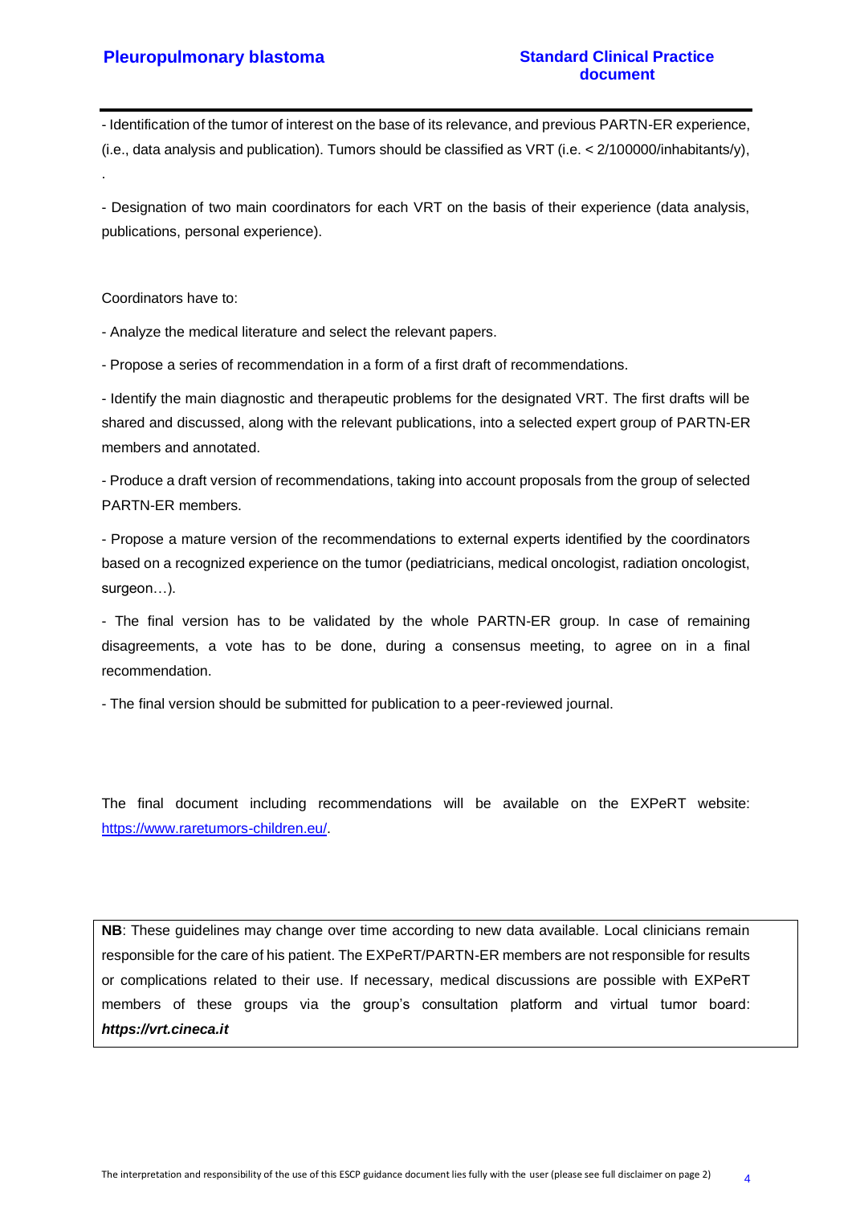- Identification of the tumor of interest on the base of its relevance, and previous PARTN-ER experience, (i.e., data analysis and publication). Tumors should be classified as VRT (i.e. < 2/100000/inhabitants/y),

.

- Designation of two main coordinators for each VRT on the basis of their experience (data analysis, publications, personal experience).

Coordinators have to:

- Analyze the medical literature and select the relevant papers.

- Propose a series of recommendation in a form of a first draft of recommendations.

- Identify the main diagnostic and therapeutic problems for the designated VRT. The first drafts will be shared and discussed, along with the relevant publications, into a selected expert group of PARTN-ER members and annotated.

- Produce a draft version of recommendations, taking into account proposals from the group of selected PARTN-ER members.

- Propose a mature version of the recommendations to external experts identified by the coordinators based on a recognized experience on the tumor (pediatricians, medical oncologist, radiation oncologist, surgeon…).

- The final version has to be validated by the whole PARTN-ER group. In case of remaining disagreements, a vote has to be done, during a consensus meeting, to agree on in a final recommendation.

- The final version should be submitted for publication to a peer-reviewed journal.

The final document including recommendations will be available on the EXPeRT website: https://www.raretumors-children.eu/.

**NB**: These guidelines may change over time according to new data available. Local clinicians remain responsible for the care of his patient. The EXPeRT/PARTN-ER members are not responsible for results or complications related to their use. If necessary, medical discussions are possible with EXPeRT members of these groups via the group's consultation platform and virtual tumor board: ***https://vrt.cineca.it***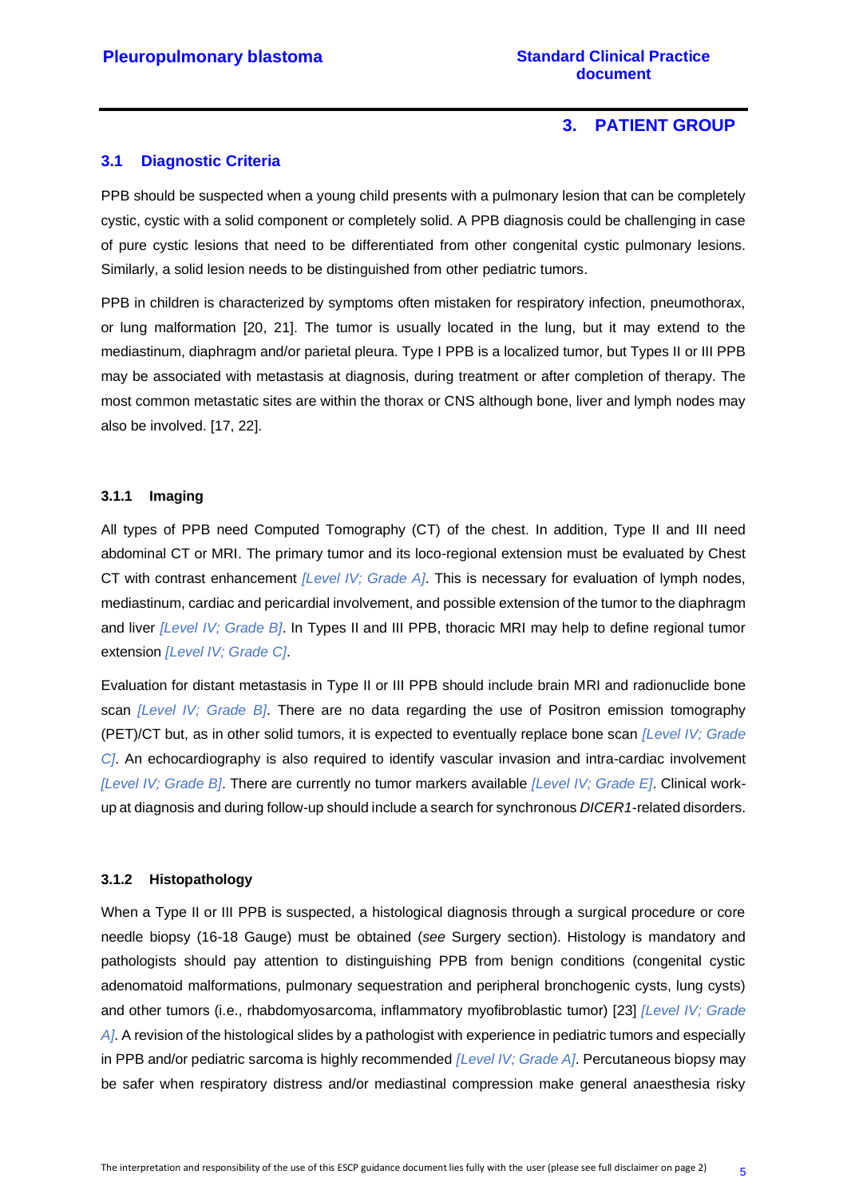## 3. PATIENT GROUP

### 3.1 Diagnostic Criteria

PPB should be suspected when a young child presents with a pulmonary lesion that can be completely cystic, cystic with a solid component or completely solid. A PPB diagnosis could be challenging in case of pure cystic lesions that need to be differentiated from other congenital cystic pulmonary lesions. Similarly, a solid lesion needs to be distinguished from other pediatric tumors.

PPB in children is characterized by symptoms often mistaken for respiratory infection, pneumothorax, or lung malformation [20, 21]. The tumor is usually located in the lung, but it may extend to the mediastinum, diaphragm and/or parietal pleura. Type I PPB is a localized tumor, but Types II or III PPB may be associated with metastasis at diagnosis, during treatment or after completion of therapy. The most common metastatic sites are within the thorax or CNS although bone, liver and lymph nodes may also be involved. [17, 22].

#### 3.1.1 Imaging

All types of PPB need Computed Tomography (CT) of the chest. In addition, Type II and III need abdominal CT or MRI. The primary tumor and its loco-regional extension must be evaluated by Chest CT with contrast enhancement *[Level IV; Grade A]*. This is necessary for evaluation of lymph nodes, mediastinum, cardiac and pericardial involvement, and possible extension of the tumor to the diaphragm and liver *[Level IV; Grade B]*. In Types II and III PPB, thoracic MRI may help to define regional tumor extension *[Level IV; Grade C]*.

Evaluation for distant metastasis in Type II or III PPB should include brain MRI and radionuclide bone scan *[Level IV; Grade B]*. There are no data regarding the use of Positron emission tomography (PET)/CT but, as in other solid tumors, it is expected to eventually replace bone scan *[Level IV; Grade C]*. An echocardiography is also required to identify vascular invasion and intra-cardiac involvement *[Level IV; Grade B]*. There are currently no tumor markers available *[Level IV; Grade E]*. Clinical work-up at diagnosis and during follow-up should include a search for synchronous *DICER1*-related disorders.

#### 3.1.2 Histopathology

When a Type II or III PPB is suspected, a histological diagnosis through a surgical procedure or core needle biopsy (16-18 Gauge) must be obtained (*see* Surgery section). Histology is mandatory and pathologists should pay attention to distinguishing PPB from benign conditions (congenital cystic adenomatoid malformations, pulmonary sequestration and peripheral bronchogenic cysts, lung cysts) and other tumors (i.e., rhabdomyosarcoma, inflammatory myofibroblastic tumor) [23] *[Level IV; Grade A]*. A revision of the histological slides by a pathologist with experience in pediatric tumors and especially in PPB and/or pediatric sarcoma is highly recommended *[Level IV; Grade A]*. Percutaneous biopsy may be safer when respiratory distress and/or mediastinal compression make general anaesthesia risky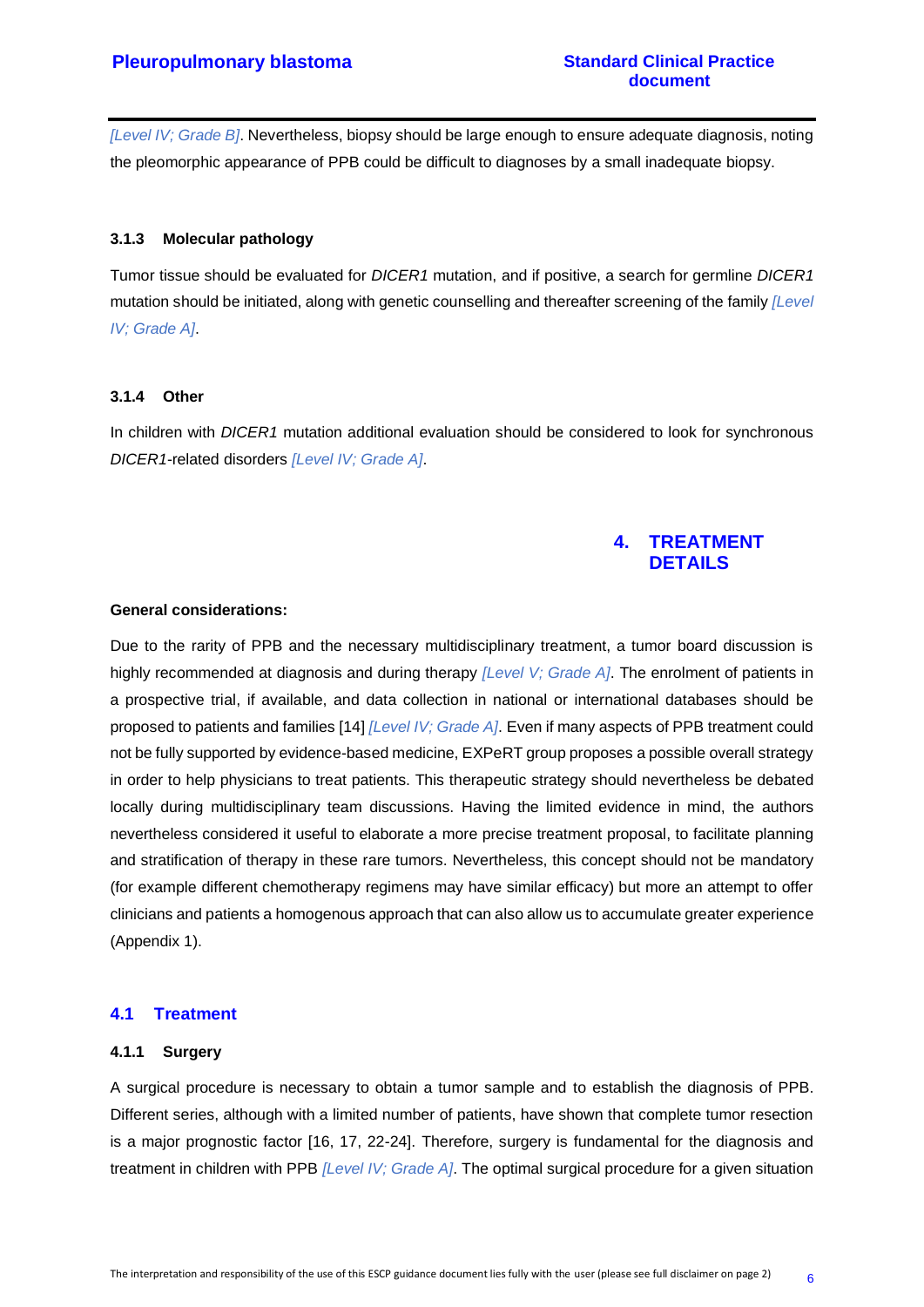*[Level IV; Grade B]*. Nevertheless, biopsy should be large enough to ensure adequate diagnosis, noting the pleomorphic appearance of PPB could be difficult to diagnoses by a small inadequate biopsy.

#### 3.1.3 Molecular pathology

Tumor tissue should be evaluated for *DICER1* mutation, and if positive, a search for germline *DICER1* mutation should be initiated, along with genetic counselling and thereafter screening of the family *[Level IV; Grade A]*.

#### 3.1.4 Other

In children with *DICER1* mutation additional evaluation should be considered to look for synchronous *DICER1*-related disorders *[Level IV; Grade A]*.

## 4. TREATMENT DETAILS

**General considerations:**

Due to the rarity of PPB and the necessary multidisciplinary treatment, a tumor board discussion is highly recommended at diagnosis and during therapy *[Level V; Grade A]*. The enrolment of patients in a prospective trial, if available, and data collection in national or international databases should be proposed to patients and families [14] *[Level IV; Grade A]*. Even if many aspects of PPB treatment could not be fully supported by evidence-based medicine, EXPeRT group proposes a possible overall strategy in order to help physicians to treat patients. This therapeutic strategy should nevertheless be debated locally during multidisciplinary team discussions. Having the limited evidence in mind, the authors nevertheless considered it useful to elaborate a more precise treatment proposal, to facilitate planning and stratification of therapy in these rare tumors. Nevertheless, this concept should not be mandatory (for example different chemotherapy regimens may have similar efficacy) but more an attempt to offer clinicians and patients a homogenous approach that can also allow us to accumulate greater experience (Appendix 1).

### 4.1 Treatment

#### 4.1.1 Surgery

A surgical procedure is necessary to obtain a tumor sample and to establish the diagnosis of PPB. Different series, although with a limited number of patients, have shown that complete tumor resection is a major prognostic factor [16, 17, 22-24]. Therefore, surgery is fundamental for the diagnosis and treatment in children with PPB *[Level IV; Grade A]*. The optimal surgical procedure for a given situation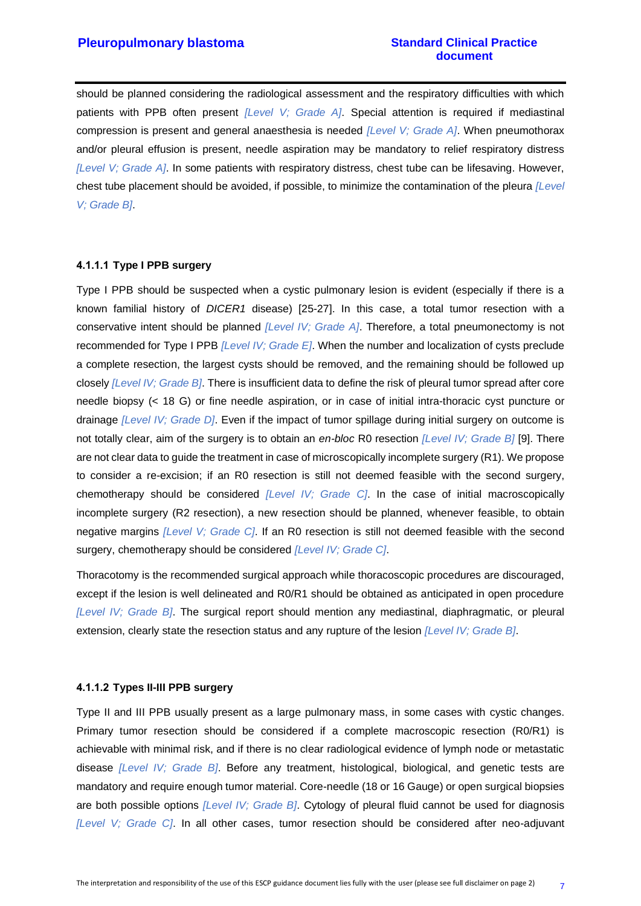should be planned considering the radiological assessment and the respiratory difficulties with which patients with PPB often present *[Level V; Grade A]*. Special attention is required if mediastinal compression is present and general anaesthesia is needed *[Level V; Grade A]*. When pneumothorax and/or pleural effusion is present, needle aspiration may be mandatory to relief respiratory distress *[Level V; Grade A]*. In some patients with respiratory distress, chest tube can be lifesaving. However, chest tube placement should be avoided, if possible, to minimize the contamination of the pleura *[Level V; Grade B]*.

#### 4.1.1.1 Type I PPB surgery

Type I PPB should be suspected when a cystic pulmonary lesion is evident (especially if there is a known familial history of *DICER1* disease) [25-27]. In this case, a total tumor resection with a conservative intent should be planned *[Level IV; Grade A]*. Therefore, a total pneumonectomy is not recommended for Type I PPB *[Level IV; Grade E]*. When the number and localization of cysts preclude a complete resection, the largest cysts should be removed, and the remaining should be followed up closely *[Level IV; Grade B]*. There is insufficient data to define the risk of pleural tumor spread after core needle biopsy (< 18 G) or fine needle aspiration, or in case of initial intra-thoracic cyst puncture or drainage *[Level IV; Grade D]*. Even if the impact of tumor spillage during initial surgery on outcome is not totally clear, aim of the surgery is to obtain an *en-bloc* R0 resection *[Level IV; Grade B]* [9]. There are not clear data to guide the treatment in case of microscopically incomplete surgery (R1). We propose to consider a re-excision; if an R0 resection is still not deemed feasible with the second surgery, chemotherapy should be considered *[Level IV; Grade C]*. In the case of initial macroscopically incomplete surgery (R2 resection), a new resection should be planned, whenever feasible, to obtain negative margins *[Level V; Grade C]*. If an R0 resection is still not deemed feasible with the second surgery, chemotherapy should be considered *[Level IV; Grade C]*.

Thoracotomy is the recommended surgical approach while thoracoscopic procedures are discouraged, except if the lesion is well delineated and R0/R1 should be obtained as anticipated in open procedure *[Level IV; Grade B]*. The surgical report should mention any mediastinal, diaphragmatic, or pleural extension, clearly state the resection status and any rupture of the lesion *[Level IV; Grade B]*.

#### 4.1.1.2 Types II-III PPB surgery

Type II and III PPB usually present as a large pulmonary mass, in some cases with cystic changes. Primary tumor resection should be considered if a complete macroscopic resection (R0/R1) is achievable with minimal risk, and if there is no clear radiological evidence of lymph node or metastatic disease *[Level IV; Grade B]*. Before any treatment, histological, biological, and genetic tests are mandatory and require enough tumor material. Core-needle (18 or 16 Gauge) or open surgical biopsies are both possible options *[Level IV; Grade B]*. Cytology of pleural fluid cannot be used for diagnosis *[Level V; Grade C]*. In all other cases, tumor resection should be considered after neo-adjuvant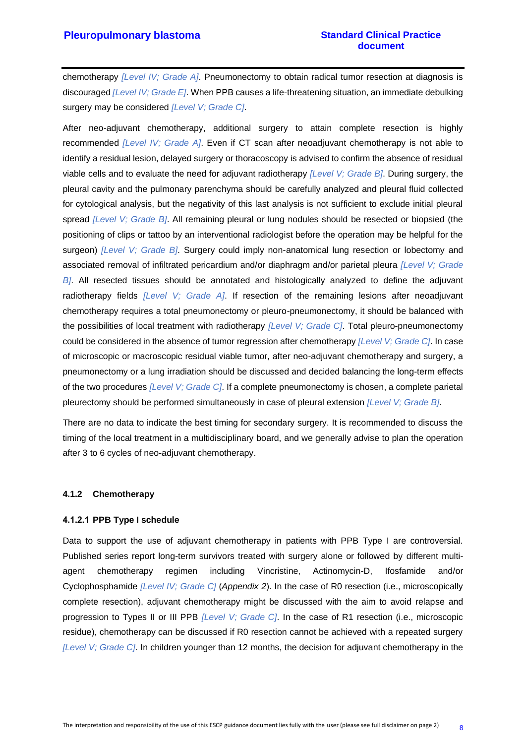chemotherapy *[Level IV; Grade A]*. Pneumonectomy to obtain radical tumor resection at diagnosis is discouraged *[Level IV; Grade E]*. When PPB causes a life-threatening situation, an immediate debulking surgery may be considered *[Level V; Grade C]*.

After neo-adjuvant chemotherapy, additional surgery to attain complete resection is highly recommended *[Level IV; Grade A]*. Even if CT scan after neoadjuvant chemotherapy is not able to identify a residual lesion, delayed surgery or thoracoscopy is advised to confirm the absence of residual viable cells and to evaluate the need for adjuvant radiotherapy *[Level V; Grade B]*. During surgery, the pleural cavity and the pulmonary parenchyma should be carefully analyzed and pleural fluid collected for cytological analysis, but the negativity of this last analysis is not sufficient to exclude initial pleural spread *[Level V; Grade B]*. All remaining pleural or lung nodules should be resected or biopsied (the positioning of clips or tattoo by an interventional radiologist before the operation may be helpful for the surgeon) *[Level V; Grade B]*. Surgery could imply non-anatomical lung resection or lobectomy and associated removal of infiltrated pericardium and/or diaphragm and/or parietal pleura *[Level V; Grade B]*. All resected tissues should be annotated and histologically analyzed to define the adjuvant radiotherapy fields *[Level V; Grade A]*. If resection of the remaining lesions after neoadjuvant chemotherapy requires a total pneumonectomy or pleuro-pneumonectomy, it should be balanced with the possibilities of local treatment with radiotherapy *[Level V; Grade C]*. Total pleuro-pneumonectomy could be considered in the absence of tumor regression after chemotherapy *[Level V; Grade C]*. In case of microscopic or macroscopic residual viable tumor, after neo-adjuvant chemotherapy and surgery, a pneumonectomy or a lung irradiation should be discussed and decided balancing the long-term effects of the two procedures *[Level V; Grade C]*. If a complete pneumonectomy is chosen, a complete parietal pleurectomy should be performed simultaneously in case of pleural extension *[Level V; Grade B]*.

There are no data to indicate the best timing for secondary surgery. It is recommended to discuss the timing of the local treatment in a multidisciplinary board, and we generally advise to plan the operation after 3 to 6 cycles of neo-adjuvant chemotherapy.

### 4.1.2 Chemotherapy

#### 4.1.2.1 PPB Type I schedule

Data to support the use of adjuvant chemotherapy in patients with PPB Type I are controversial. Published series report long-term survivors treated with surgery alone or followed by different multi-agent chemotherapy regimen including Vincristine, Actinomycin-D, Ifosfamide and/or Cyclophosphamide *[Level IV; Grade C]* (*Appendix 2*). In the case of R0 resection (i.e., microscopically complete resection), adjuvant chemotherapy might be discussed with the aim to avoid relapse and progression to Types II or III PPB *[Level V; Grade C]*. In the case of R1 resection (i.e., microscopic residue), chemotherapy can be discussed if R0 resection cannot be achieved with a repeated surgery *[Level V; Grade C]*. In children younger than 12 months, the decision for adjuvant chemotherapy in the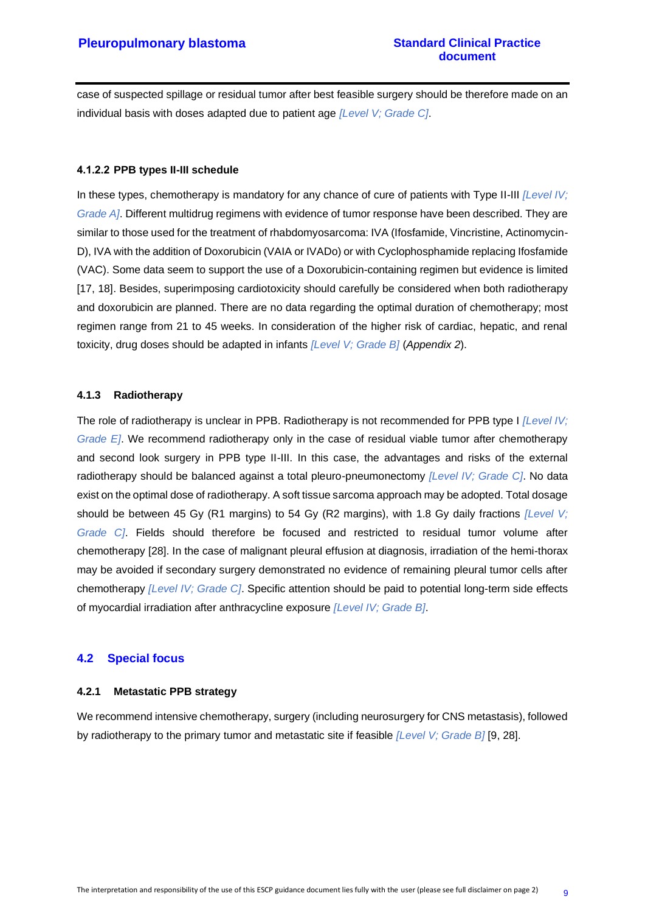case of suspected spillage or residual tumor after best feasible surgery should be therefore made on an individual basis with doses adapted due to patient age *[Level V; Grade C]*.

#### 4.1.2.2 PPB types II-III schedule

In these types, chemotherapy is mandatory for any chance of cure of patients with Type II-III *[Level IV; Grade A]*. Different multidrug regimens with evidence of tumor response have been described. They are similar to those used for the treatment of rhabdomyosarcoma: IVA (Ifosfamide, Vincristine, Actinomycin-D), IVA with the addition of Doxorubicin (VAIA or IVADo) or with Cyclophosphamide replacing Ifosfamide (VAC). Some data seem to support the use of a Doxorubicin-containing regimen but evidence is limited [17, 18]. Besides, superimposing cardiotoxicity should carefully be considered when both radiotherapy and doxorubicin are planned. There are no data regarding the optimal duration of chemotherapy; most regimen range from 21 to 45 weeks. In consideration of the higher risk of cardiac, hepatic, and renal toxicity, drug doses should be adapted in infants *[Level V; Grade B]* (*Appendix 2*).

### 4.1.3 Radiotherapy

The role of radiotherapy is unclear in PPB. Radiotherapy is not recommended for PPB type I *[Level IV; Grade E]*. We recommend radiotherapy only in the case of residual viable tumor after chemotherapy and second look surgery in PPB type II-III. In this case, the advantages and risks of the external radiotherapy should be balanced against a total pleuro-pneumonectomy *[Level IV; Grade C]*. No data exist on the optimal dose of radiotherapy. A soft tissue sarcoma approach may be adopted. Total dosage should be between 45 Gy (R1 margins) to 54 Gy (R2 margins), with 1.8 Gy daily fractions *[Level V; Grade C]*. Fields should therefore be focused and restricted to residual tumor volume after chemotherapy [28]. In the case of malignant pleural effusion at diagnosis, irradiation of the hemi-thorax may be avoided if secondary surgery demonstrated no evidence of remaining pleural tumor cells after chemotherapy *[Level IV; Grade C]*. Specific attention should be paid to potential long-term side effects of myocardial irradiation after anthracycline exposure *[Level IV; Grade B]*.

## 4.2 Special focus

### 4.2.1 Metastatic PPB strategy

We recommend intensive chemotherapy, surgery (including neurosurgery for CNS metastasis), followed by radiotherapy to the primary tumor and metastatic site if feasible *[Level V; Grade B]* [9, 28].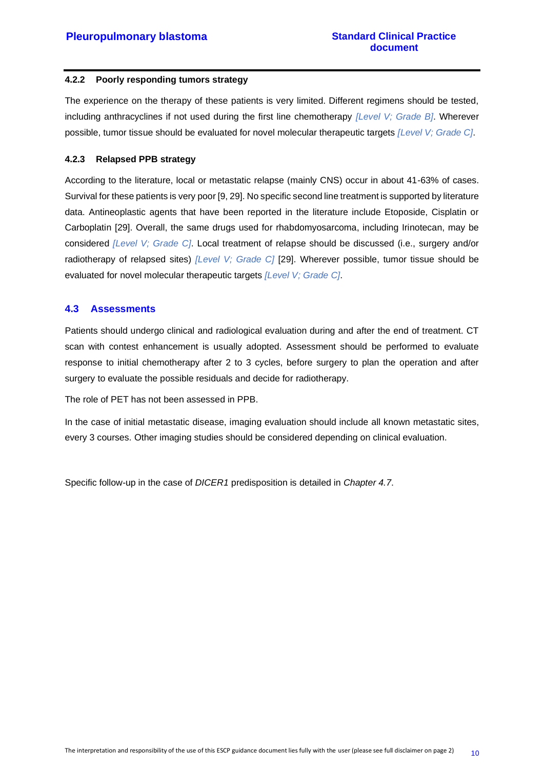#### 4.2.2 Poorly responding tumors strategy

The experience on the therapy of these patients is very limited. Different regimens should be tested, including anthracyclines if not used during the first line chemotherapy *[Level V; Grade B]*. Wherever possible, tumor tissue should be evaluated for novel molecular therapeutic targets *[Level V; Grade C]*.

#### 4.2.3 Relapsed PPB strategy

According to the literature, local or metastatic relapse (mainly CNS) occur in about 41-63% of cases. Survival for these patients is very poor [9, 29]. No specific second line treatment is supported by literature data. Antineoplastic agents that have been reported in the literature include Etoposide, Cisplatin or Carboplatin [29]. Overall, the same drugs used for rhabdomyosarcoma, including Irinotecan, may be considered *[Level V; Grade C]*. Local treatment of relapse should be discussed (i.e., surgery and/or radiotherapy of relapsed sites) *[Level V; Grade C]* [29]. Wherever possible, tumor tissue should be evaluated for novel molecular therapeutic targets *[Level V; Grade C]*.

### 4.3 Assessments

Patients should undergo clinical and radiological evaluation during and after the end of treatment. CT scan with contest enhancement is usually adopted. Assessment should be performed to evaluate response to initial chemotherapy after 2 to 3 cycles, before surgery to plan the operation and after surgery to evaluate the possible residuals and decide for radiotherapy.

The role of PET has not been assessed in PPB.

In the case of initial metastatic disease, imaging evaluation should include all known metastatic sites, every 3 courses. Other imaging studies should be considered depending on clinical evaluation.

Specific follow-up in the case of *DICER1* predisposition is detailed in *Chapter 4.7*.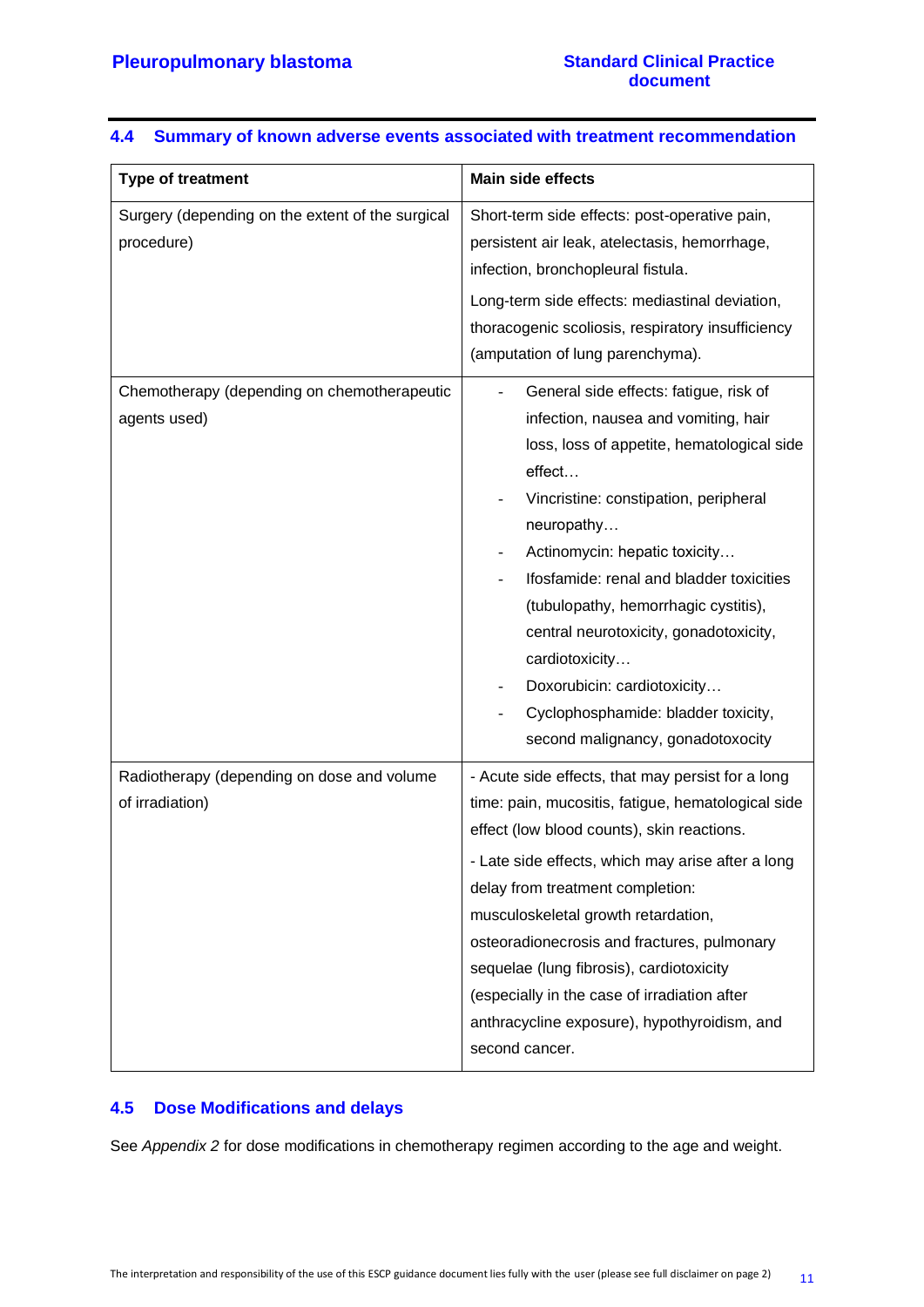## 4.4 Summary of known adverse events associated with treatment recommendation

| Type of treatment | Main side effects |
| --- | --- |
| Surgery (depending on the extent of the surgical procedure) | Short-term side effects: post-operative pain, persistent air leak, atelectasis, hemorrhage, infection, bronchopleural fistula.<br>Long-term side effects: mediastinal deviation, thoracogenic scoliosis, respiratory insufficiency (amputation of lung parenchyma). |
| Chemotherapy (depending on chemotherapeutic agents used) | - General side effects: fatigue, risk of infection, nausea and vomiting, hair loss, loss of appetite, hematological side effect…<br>- Vincristine: constipation, peripheral neuropathy…<br>- Actinomycin: hepatic toxicity…<br>- Ifosfamide: renal and bladder toxicities (tubulopathy, hemorrhagic cystitis), central neurotoxicity, gonadotoxicity, cardiotoxicity…<br>- Doxorubicin: cardiotoxicity…<br>- Cyclophosphamide: bladder toxicity, second malignancy, gonadotoxocity |
| Radiotherapy (depending on dose and volume of irradiation) | - Acute side effects, that may persist for a long time: pain, mucositis, fatigue, hematological side effect (low blood counts), skin reactions.<br>- Late side effects, which may arise after a long delay from treatment completion: musculoskeletal growth retardation, osteoradionecrosis and fractures, pulmonary sequelae (lung fibrosis), cardiotoxicity (especially in the case of irradiation after anthracycline exposure), hypothyroidism, and second cancer. |

## 4.5 Dose Modifications and delays

See *Appendix 2* for dose modifications in chemotherapy regimen according to the age and weight.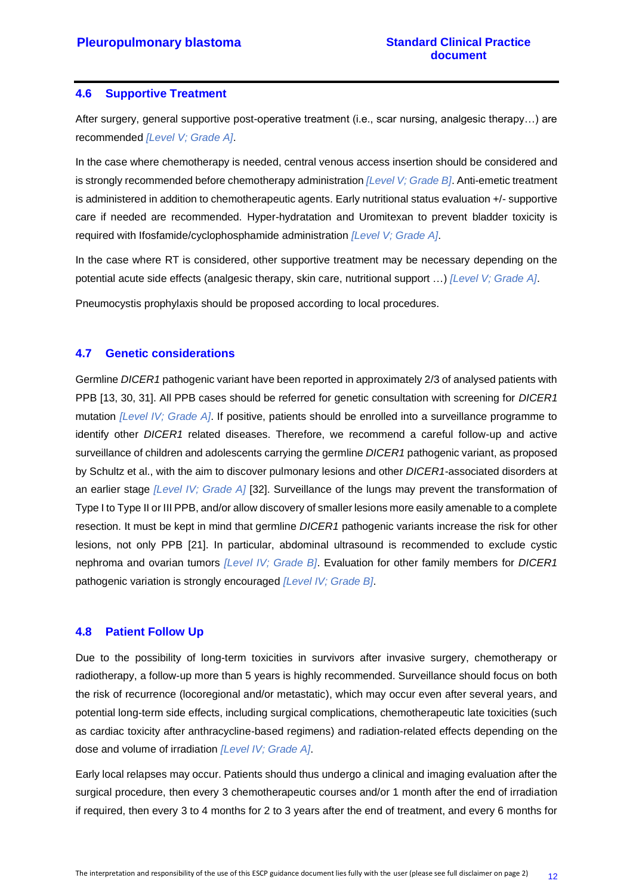## 4.6 Supportive Treatment

After surgery, general supportive post-operative treatment (i.e., scar nursing, analgesic therapy…) are recommended *[Level V; Grade A]*.

In the case where chemotherapy is needed, central venous access insertion should be considered and is strongly recommended before chemotherapy administration *[Level V; Grade B]*. Anti-emetic treatment is administered in addition to chemotherapeutic agents. Early nutritional status evaluation +/- supportive care if needed are recommended. Hyper-hydratation and Uromitexan to prevent bladder toxicity is required with Ifosfamide/cyclophosphamide administration *[Level V; Grade A]*.

In the case where RT is considered, other supportive treatment may be necessary depending on the potential acute side effects (analgesic therapy, skin care, nutritional support …) *[Level V; Grade A]*.

Pneumocystis prophylaxis should be proposed according to local procedures.

## 4.7 Genetic considerations

Germline *DICER1* pathogenic variant have been reported in approximately 2/3 of analysed patients with PPB [13, 30, 31]. All PPB cases should be referred for genetic consultation with screening for *DICER1* mutation *[Level IV; Grade A]*. If positive, patients should be enrolled into a surveillance programme to identify other *DICER1* related diseases. Therefore, we recommend a careful follow-up and active surveillance of children and adolescents carrying the germline *DICER1* pathogenic variant, as proposed by Schultz et al., with the aim to discover pulmonary lesions and other *DICER1*-associated disorders at an earlier stage *[Level IV; Grade A]* [32]. Surveillance of the lungs may prevent the transformation of Type I to Type II or III PPB, and/or allow discovery of smaller lesions more easily amenable to a complete resection. It must be kept in mind that germline *DICER1* pathogenic variants increase the risk for other lesions, not only PPB [21]. In particular, abdominal ultrasound is recommended to exclude cystic nephroma and ovarian tumors *[Level IV; Grade B]*. Evaluation for other family members for *DICER1* pathogenic variation is strongly encouraged *[Level IV; Grade B]*.

## 4.8 Patient Follow Up

Due to the possibility of long-term toxicities in survivors after invasive surgery, chemotherapy or radiotherapy, a follow-up more than 5 years is highly recommended. Surveillance should focus on both the risk of recurrence (locoregional and/or metastatic), which may occur even after several years, and potential long-term side effects, including surgical complications, chemotherapeutic late toxicities (such as cardiac toxicity after anthracycline-based regimens) and radiation-related effects depending on the dose and volume of irradiation *[Level IV; Grade A]*.

Early local relapses may occur. Patients should thus undergo a clinical and imaging evaluation after the surgical procedure, then every 3 chemotherapeutic courses and/or 1 month after the end of irradiation if required, then every 3 to 4 months for 2 to 3 years after the end of treatment, and every 6 months for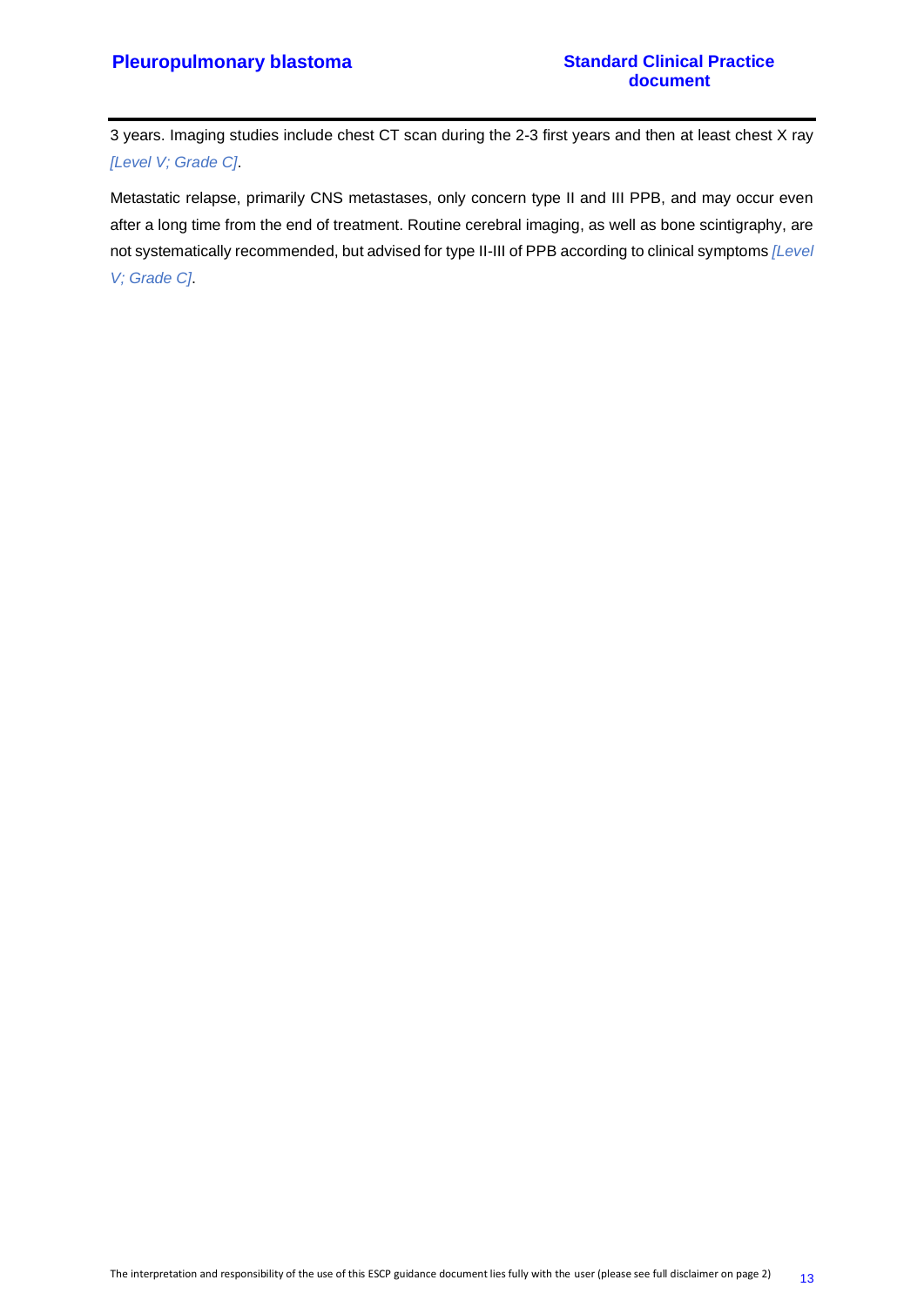3 years. Imaging studies include chest CT scan during the 2-3 first years and then at least chest X ray *[Level V; Grade C]*.

Metastatic relapse, primarily CNS metastases, only concern type II and III PPB, and may occur even after a long time from the end of treatment. Routine cerebral imaging, as well as bone scintigraphy, are not systematically recommended, but advised for type II-III of PPB according to clinical symptoms *[Level V; Grade C]*.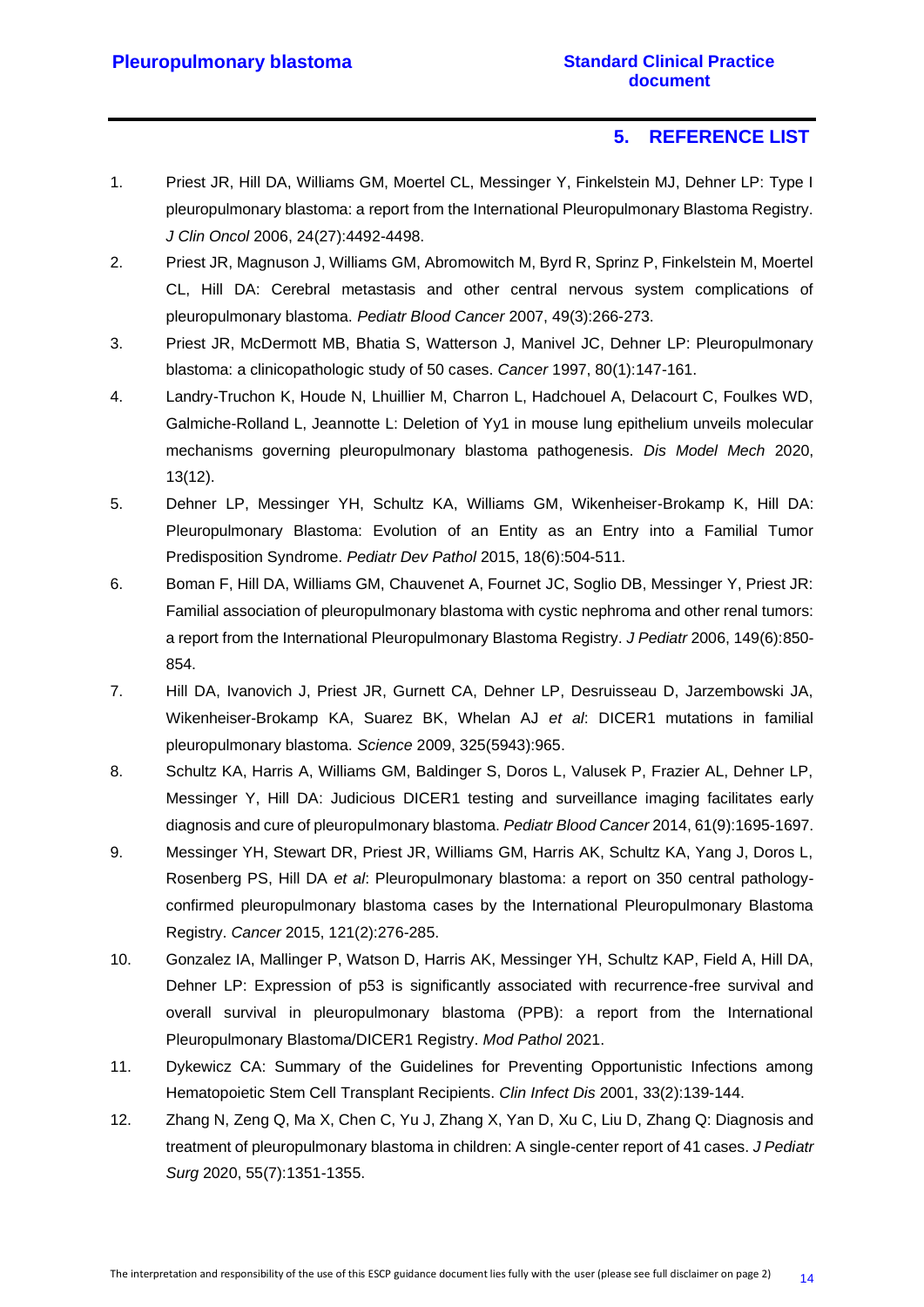## 5. REFERENCE LIST

1. Priest JR, Hill DA, Williams GM, Moertel CL, Messinger Y, Finkelstein MJ, Dehner LP: Type I pleuropulmonary blastoma: a report from the International Pleuropulmonary Blastoma Registry. *J Clin Oncol* 2006, 24(27):4492-4498.
2. Priest JR, Magnuson J, Williams GM, Abromowitch M, Byrd R, Sprinz P, Finkelstein M, Moertel CL, Hill DA: Cerebral metastasis and other central nervous system complications of pleuropulmonary blastoma. *Pediatr Blood Cancer* 2007, 49(3):266-273.
3. Priest JR, McDermott MB, Bhatia S, Watterson J, Manivel JC, Dehner LP: Pleuropulmonary blastoma: a clinicopathologic study of 50 cases. *Cancer* 1997, 80(1):147-161.
4. Landry-Truchon K, Houde N, Lhuillier M, Charron L, Hadchouel A, Delacourt C, Foulkes WD, Galmiche-Rolland L, Jeannotte L: Deletion of Yy1 in mouse lung epithelium unveils molecular mechanisms governing pleuropulmonary blastoma pathogenesis. *Dis Model Mech* 2020, 13(12).
5. Dehner LP, Messinger YH, Schultz KA, Williams GM, Wikenheiser-Brokamp K, Hill DA: Pleuropulmonary Blastoma: Evolution of an Entity as an Entry into a Familial Tumor Predisposition Syndrome. *Pediatr Dev Pathol* 2015, 18(6):504-511.
6. Boman F, Hill DA, Williams GM, Chauvenet A, Fournet JC, Soglio DB, Messinger Y, Priest JR: Familial association of pleuropulmonary blastoma with cystic nephroma and other renal tumors: a report from the International Pleuropulmonary Blastoma Registry. *J Pediatr* 2006, 149(6):850-854.
7. Hill DA, Ivanovich J, Priest JR, Gurnett CA, Dehner LP, Desruisseau D, Jarzembowski JA, Wikenheiser-Brokamp KA, Suarez BK, Whelan AJ *et al*: DICER1 mutations in familial pleuropulmonary blastoma. *Science* 2009, 325(5943):965.
8. Schultz KA, Harris A, Williams GM, Baldinger S, Doros L, Valusek P, Frazier AL, Dehner LP, Messinger Y, Hill DA: Judicious DICER1 testing and surveillance imaging facilitates early diagnosis and cure of pleuropulmonary blastoma. *Pediatr Blood Cancer* 2014, 61(9):1695-1697.
9. Messinger YH, Stewart DR, Priest JR, Williams GM, Harris AK, Schultz KA, Yang J, Doros L, Rosenberg PS, Hill DA *et al*: Pleuropulmonary blastoma: a report on 350 central pathology-confirmed pleuropulmonary blastoma cases by the International Pleuropulmonary Blastoma Registry. *Cancer* 2015, 121(2):276-285.
10. Gonzalez IA, Mallinger P, Watson D, Harris AK, Messinger YH, Schultz KAP, Field A, Hill DA, Dehner LP: Expression of p53 is significantly associated with recurrence-free survival and overall survival in pleuropulmonary blastoma (PPB): a report from the International Pleuropulmonary Blastoma/DICER1 Registry. *Mod Pathol* 2021.
11. Dykewicz CA: Summary of the Guidelines for Preventing Opportunistic Infections among Hematopoietic Stem Cell Transplant Recipients. *Clin Infect Dis* 2001, 33(2):139-144.
12. Zhang N, Zeng Q, Ma X, Chen C, Yu J, Zhang X, Yan D, Xu C, Liu D, Zhang Q: Diagnosis and treatment of pleuropulmonary blastoma in children: A single-center report of 41 cases. *J Pediatr Surg* 2020, 55(7):1351-1355.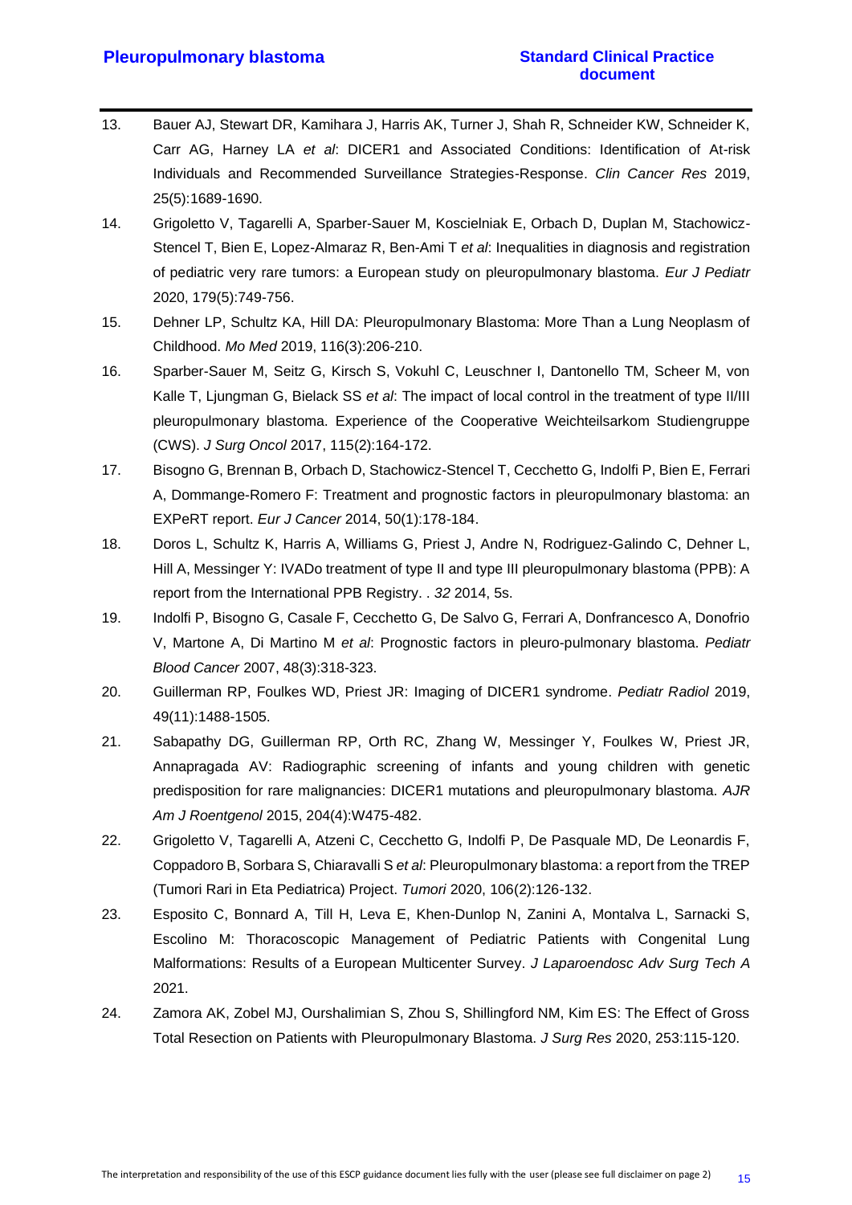13. Bauer AJ, Stewart DR, Kamihara J, Harris AK, Turner J, Shah R, Schneider KW, Schneider K, Carr AG, Harney LA *et al*: DICER1 and Associated Conditions: Identification of At-risk Individuals and Recommended Surveillance Strategies-Response. *Clin Cancer Res* 2019, 25(5):1689-1690.
14. Grigoletto V, Tagarelli A, Sparber-Sauer M, Koscielniak E, Orbach D, Duplan M, Stachowicz-Stencel T, Bien E, Lopez-Almaraz R, Ben-Ami T *et al*: Inequalities in diagnosis and registration of pediatric very rare tumors: a European study on pleuropulmonary blastoma. *Eur J Pediatr* 2020, 179(5):749-756.
15. Dehner LP, Schultz KA, Hill DA: Pleuropulmonary Blastoma: More Than a Lung Neoplasm of Childhood. *Mo Med* 2019, 116(3):206-210.
16. Sparber-Sauer M, Seitz G, Kirsch S, Vokuhl C, Leuschner I, Dantonello TM, Scheer M, von Kalle T, Ljungman G, Bielack SS *et al*: The impact of local control in the treatment of type II/III pleuropulmonary blastoma. Experience of the Cooperative Weichteilsarkom Studiengruppe (CWS). *J Surg Oncol* 2017, 115(2):164-172.
17. Bisogno G, Brennan B, Orbach D, Stachowicz-Stencel T, Cecchetto G, Indolfi P, Bien E, Ferrari A, Dommange-Romero F: Treatment and prognostic factors in pleuropulmonary blastoma: an EXPeRT report. *Eur J Cancer* 2014, 50(1):178-184.
18. Doros L, Schultz K, Harris A, Williams G, Priest J, Andre N, Rodriguez-Galindo C, Dehner L, Hill A, Messinger Y: IVADo treatment of type II and type III pleuropulmonary blastoma (PPB): A report from the International PPB Registry. . *32* 2014, 5s.
19. Indolfi P, Bisogno G, Casale F, Cecchetto G, De Salvo G, Ferrari A, Donfrancesco A, Donofrio V, Martone A, Di Martino M *et al*: Prognostic factors in pleuro-pulmonary blastoma. *Pediatr Blood Cancer* 2007, 48(3):318-323.
20. Guillerman RP, Foulkes WD, Priest JR: Imaging of DICER1 syndrome. *Pediatr Radiol* 2019, 49(11):1488-1505.
21. Sabapathy DG, Guillerman RP, Orth RC, Zhang W, Messinger Y, Foulkes W, Priest JR, Annapragada AV: Radiographic screening of infants and young children with genetic predisposition for rare malignancies: DICER1 mutations and pleuropulmonary blastoma. *AJR Am J Roentgenol* 2015, 204(4):W475-482.
22. Grigoletto V, Tagarelli A, Atzeni C, Cecchetto G, Indolfi P, De Pasquale MD, De Leonardis F, Coppadoro B, Sorbara S, Chiaravalli S *et al*: Pleuropulmonary blastoma: a report from the TREP (Tumori Rari in Eta Pediatrica) Project. *Tumori* 2020, 106(2):126-132.
23. Esposito C, Bonnard A, Till H, Leva E, Khen-Dunlop N, Zanini A, Montalva L, Sarnacki S, Escolino M: Thoracoscopic Management of Pediatric Patients with Congenital Lung Malformations: Results of a European Multicenter Survey. *J Laparoendosc Adv Surg Tech A* 2021.
24. Zamora AK, Zobel MJ, Ourshalimian S, Zhou S, Shillingford NM, Kim ES: The Effect of Gross Total Resection on Patients with Pleuropulmonary Blastoma. *J Surg Res* 2020, 253:115-120.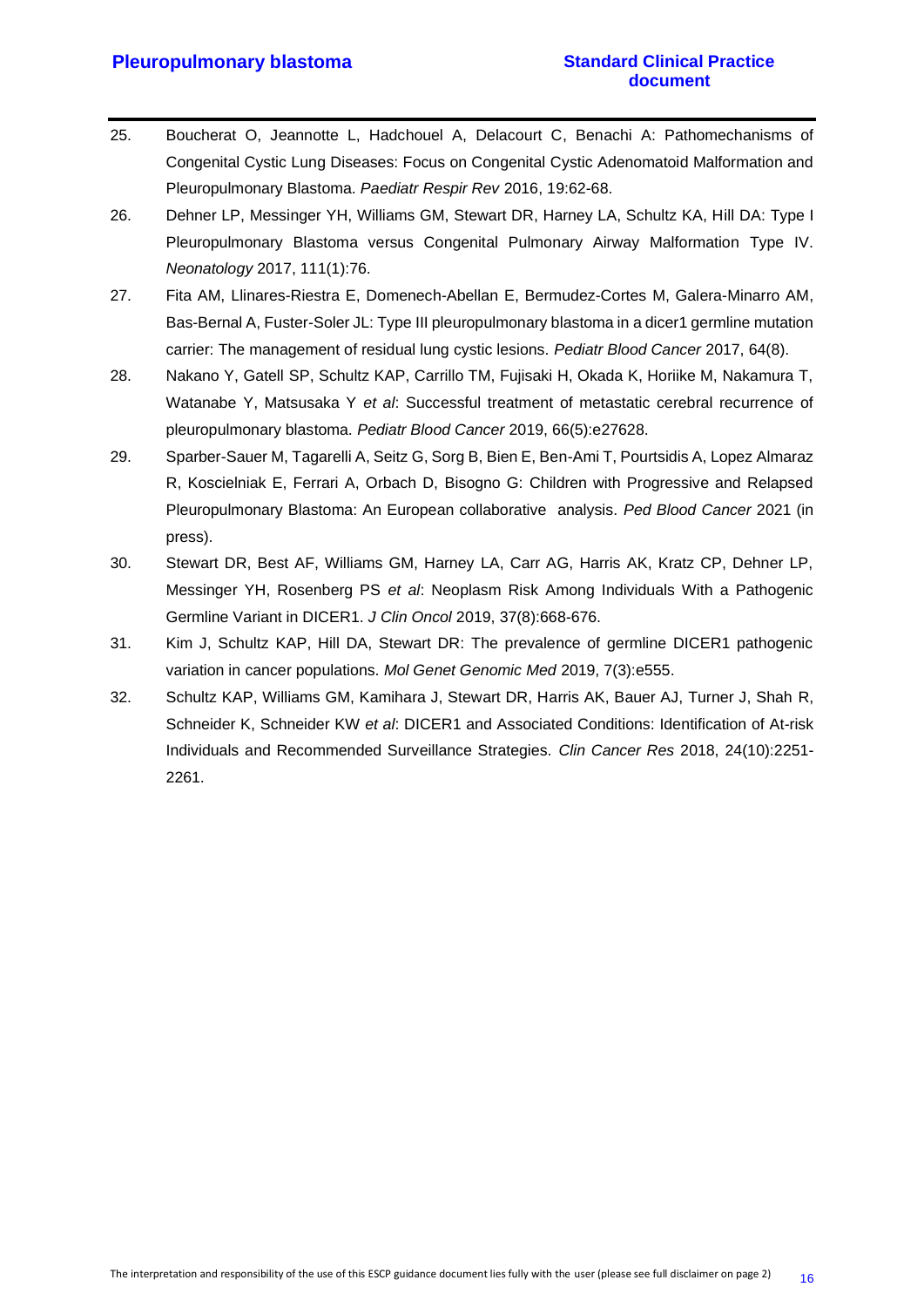25. Boucherat O, Jeannotte L, Hadchouel A, Delacourt C, Benachi A: Pathomechanisms of Congenital Cystic Lung Diseases: Focus on Congenital Cystic Adenomatoid Malformation and Pleuropulmonary Blastoma. *Paediatr Respir Rev* 2016, 19:62-68.
26. Dehner LP, Messinger YH, Williams GM, Stewart DR, Harney LA, Schultz KA, Hill DA: Type I Pleuropulmonary Blastoma versus Congenital Pulmonary Airway Malformation Type IV. *Neonatology* 2017, 111(1):76.
27. Fita AM, Llinares-Riestra E, Domenech-Abellan E, Bermudez-Cortes M, Galera-Minarro AM, Bas-Bernal A, Fuster-Soler JL: Type III pleuropulmonary blastoma in a dicer1 germline mutation carrier: The management of residual lung cystic lesions. *Pediatr Blood Cancer* 2017, 64(8).
28. Nakano Y, Gatell SP, Schultz KAP, Carrillo TM, Fujisaki H, Okada K, Horiike M, Nakamura T, Watanabe Y, Matsusaka Y *et al*: Successful treatment of metastatic cerebral recurrence of pleuropulmonary blastoma. *Pediatr Blood Cancer* 2019, 66(5):e27628.
29. Sparber-Sauer M, Tagarelli A, Seitz G, Sorg B, Bien E, Ben-Ami T, Pourtsidis A, Lopez Almaraz R, Koscielniak E, Ferrari A, Orbach D, Bisogno G: Children with Progressive and Relapsed Pleuropulmonary Blastoma: An European collaborative analysis. *Ped Blood Cancer* 2021 (in press).
30. Stewart DR, Best AF, Williams GM, Harney LA, Carr AG, Harris AK, Kratz CP, Dehner LP, Messinger YH, Rosenberg PS *et al*: Neoplasm Risk Among Individuals With a Pathogenic Germline Variant in DICER1. *J Clin Oncol* 2019, 37(8):668-676.
31. Kim J, Schultz KAP, Hill DA, Stewart DR: The prevalence of germline DICER1 pathogenic variation in cancer populations. *Mol Genet Genomic Med* 2019, 7(3):e555.
32. Schultz KAP, Williams GM, Kamihara J, Stewart DR, Harris AK, Bauer AJ, Turner J, Shah R, Schneider K, Schneider KW *et al*: DICER1 and Associated Conditions: Identification of At-risk Individuals and Recommended Surveillance Strategies. *Clin Cancer Res* 2018, 24(10):2251-2261.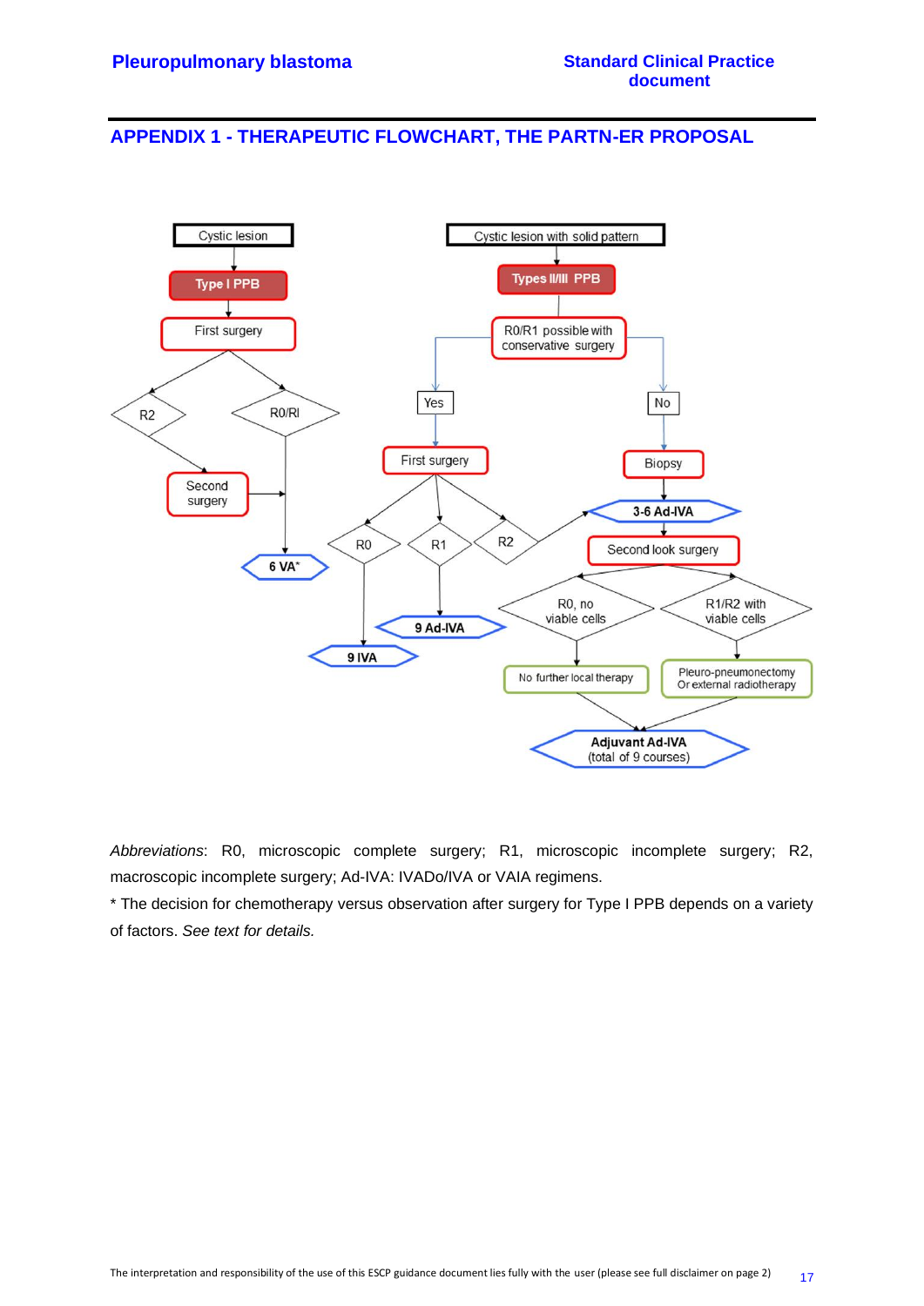## APPENDIX 1 - THERAPEUTIC FLOWCHART, THE PARTN-ER PROPOSAL

Cystic lesion → Type I PPB → First surgery → R2 → Second surgery → 6 VA*; First surgery → R0/RI → 6 VA*

Cystic lesion with solid pattern → Types II/III PPB → R0/R1 possible with conservative surgery

- Yes → First surgery → R0 → 9 IVA; R1 → 9 Ad-IVA; R2 → 3-6 Ad-IVA
- No → Biopsy → 3-6 Ad-IVA → Second look surgery
  - R0, no viable cells → No further local therapy → Adjuvant Ad-IVA (total of 9 courses)
  - R1/R2 with viable cells → Pleuro-pneumonectomy Or external radiotherapy → Adjuvant Ad-IVA (total of 9 courses)

*Abbreviations*: R0, microscopic complete surgery; R1, microscopic incomplete surgery; R2, macroscopic incomplete surgery; Ad-IVA: IVADo/IVA or VAIA regimens.

* The decision for chemotherapy versus observation after surgery for Type I PPB depends on a variety of factors. *See text for details.*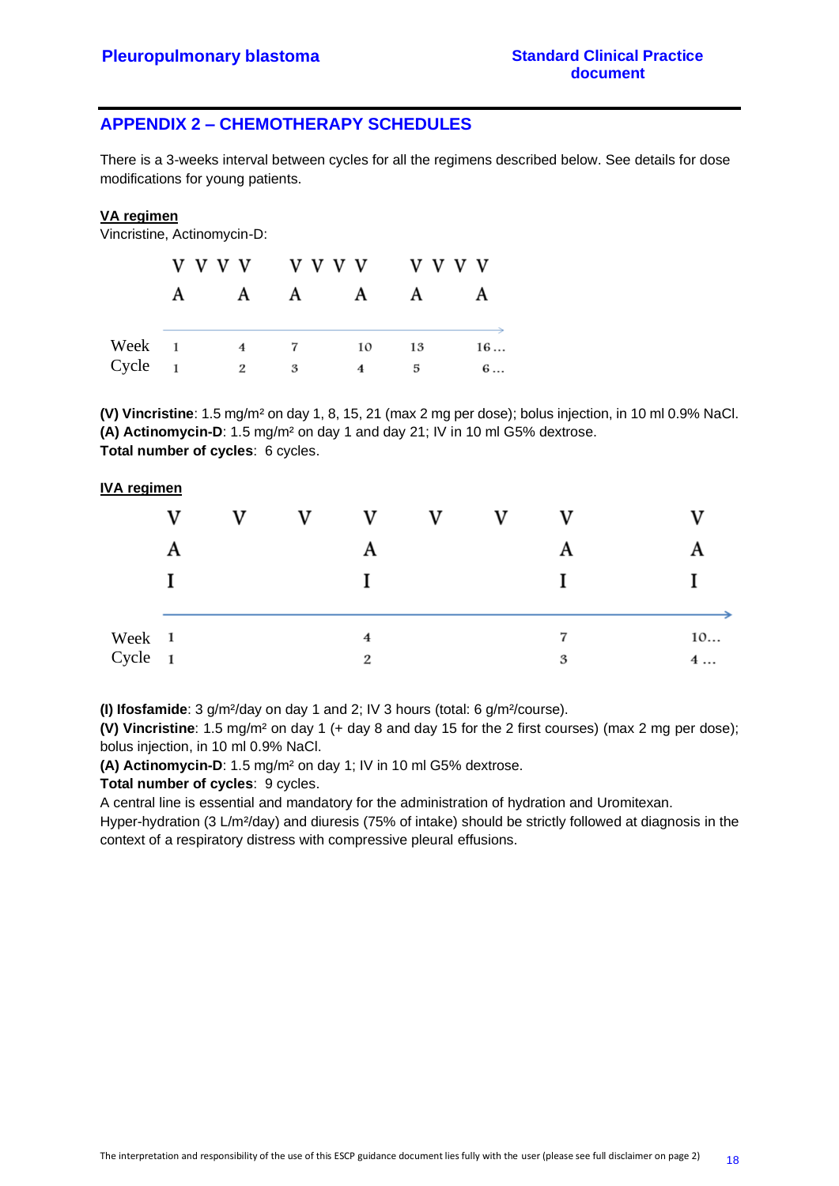## APPENDIX 2 – CHEMOTHERAPY SCHEDULES

There is a 3-weeks interval between cycles for all the regimens described below. See details for dose modifications for young patients.

**VA regimen**

Vincristine, Actinomycin-D:

| | | | | | | |
|---|---|---|---|---|---|---|
| | V V V V | | V V V V | | V V V V | |
| | A | A | A | A | A | A |
| Week | 1 | 4 | 7 | 10 | 13 | 16… |
| Cycle | 1 | 2 | 3 | 4 | 5 | 6… |

**(V) Vincristine**: 1.5 mg/m² on day 1, 8, 15, 21 (max 2 mg per dose); bolus injection, in 10 ml 0.9% NaCl.
**(A) Actinomycin-D**: 1.5 mg/m² on day 1 and day 21; IV in 10 ml G5% dextrose.
**Total number of cycles**: 6 cycles.

**IVA regimen**

| | | | | | | | | |
|---|---|---|---|---|---|---|---|---|
| | V | V | V | V | V | V | V | V |
| | A | | | A | | | A | A |
| | I | | | I | | | I | I |
| Week | 1 | | | 4 | | | 7 | 10… |
| Cycle | 1 | | | 2 | | | 3 | 4 … |

**(I) Ifosfamide**: 3 g/m²/day on day 1 and 2; IV 3 hours (total: 6 g/m²/course).
**(V) Vincristine**: 1.5 mg/m² on day 1 (+ day 8 and day 15 for the 2 first courses) (max 2 mg per dose); bolus injection, in 10 ml 0.9% NaCl.
**(A) Actinomycin-D**: 1.5 mg/m² on day 1; IV in 10 ml G5% dextrose.
**Total number of cycles**: 9 cycles.
A central line is essential and mandatory for the administration of hydration and Uromitexan.
Hyper-hydration (3 L/m²/day) and diuresis (75% of intake) should be strictly followed at diagnosis in the context of a respiratory distress with compressive pleural effusions.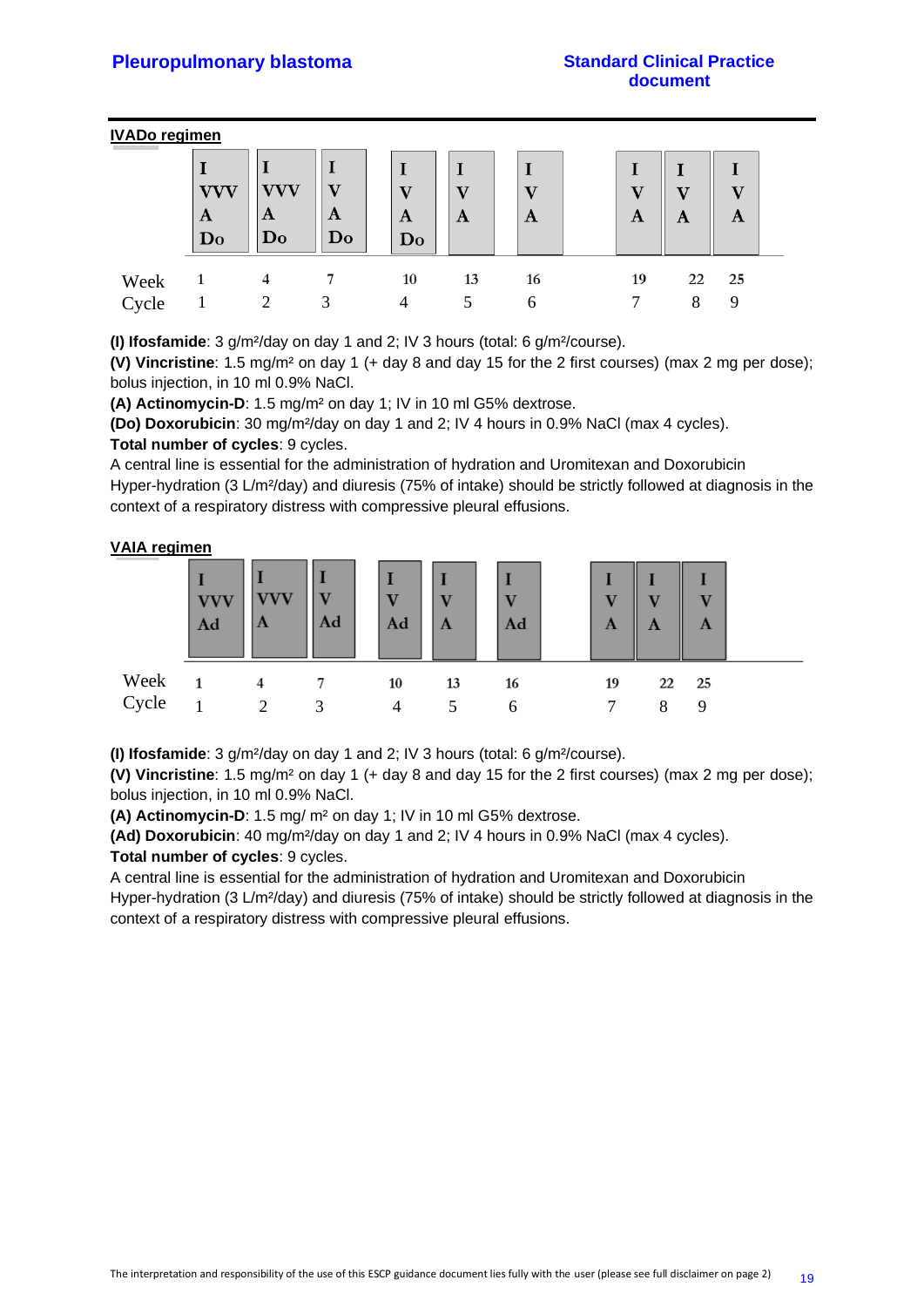**IVADo regimen**

| | | | | | | | | | |
|---|---|---|---|---|---|---|---|---|---|
| | I<br>VVV<br>A<br>Do | I<br>VVV<br>A<br>Do | I<br>V<br>A<br>Do | I<br>V<br>A<br>Do | I<br>V<br>A | I<br>V<br>A | I<br>V<br>A | I<br>V<br>A | I<br>V<br>A |
| Week | 1 | 4 | 7 | 10 | 13 | 16 | 19 | 22 | 25 |
| Cycle | 1 | 2 | 3 | 4 | 5 | 6 | 7 | 8 | 9 |

**(I) Ifosfamide**: 3 g/m²/day on day 1 and 2; IV 3 hours (total: 6 g/m²/course).
**(V) Vincristine**: 1.5 mg/m² on day 1 (+ day 8 and day 15 for the 2 first courses) (max 2 mg per dose); bolus injection, in 10 ml 0.9% NaCl.
**(A) Actinomycin-D**: 1.5 mg/m² on day 1; IV in 10 ml G5% dextrose.
**(Do) Doxorubicin**: 30 mg/m²/day on day 1 and 2; IV 4 hours in 0.9% NaCl (max 4 cycles).
**Total number of cycles**: 9 cycles.
A central line is essential for the administration of hydration and Uromitexan and Doxorubicin
Hyper-hydration (3 L/m²/day) and diuresis (75% of intake) should be strictly followed at diagnosis in the context of a respiratory distress with compressive pleural effusions.

**VAIA regimen**

| | | | | | | | | | |
|---|---|---|---|---|---|---|---|---|---|
| | I<br>VVV<br>Ad | I<br>VVV<br>A | I<br>V<br>Ad | I<br>V<br>Ad | I<br>V<br>A | I<br>V<br>Ad | I<br>V<br>A | I<br>V<br>A | I<br>V<br>A |
| Week | 1 | 4 | 7 | 10 | 13 | 16 | 19 | 22 | 25 |
| Cycle | 1 | 2 | 3 | 4 | 5 | 6 | 7 | 8 | 9 |

**(I) Ifosfamide**: 3 g/m²/day on day 1 and 2; IV 3 hours (total: 6 g/m²/course).
**(V) Vincristine**: 1.5 mg/m² on day 1 (+ day 8 and day 15 for the 2 first courses) (max 2 mg per dose); bolus injection, in 10 ml 0.9% NaCl.
**(A) Actinomycin-D**: 1.5 mg/ m² on day 1; IV in 10 ml G5% dextrose.
**(Ad) Doxorubicin**: 40 mg/m²/day on day 1 and 2; IV 4 hours in 0.9% NaCl (max 4 cycles).
**Total number of cycles**: 9 cycles.
A central line is essential for the administration of hydration and Uromitexan and Doxorubicin
Hyper-hydration (3 L/m²/day) and diuresis (75% of intake) should be strictly followed at diagnosis in the context of a respiratory distress with compressive pleural effusions.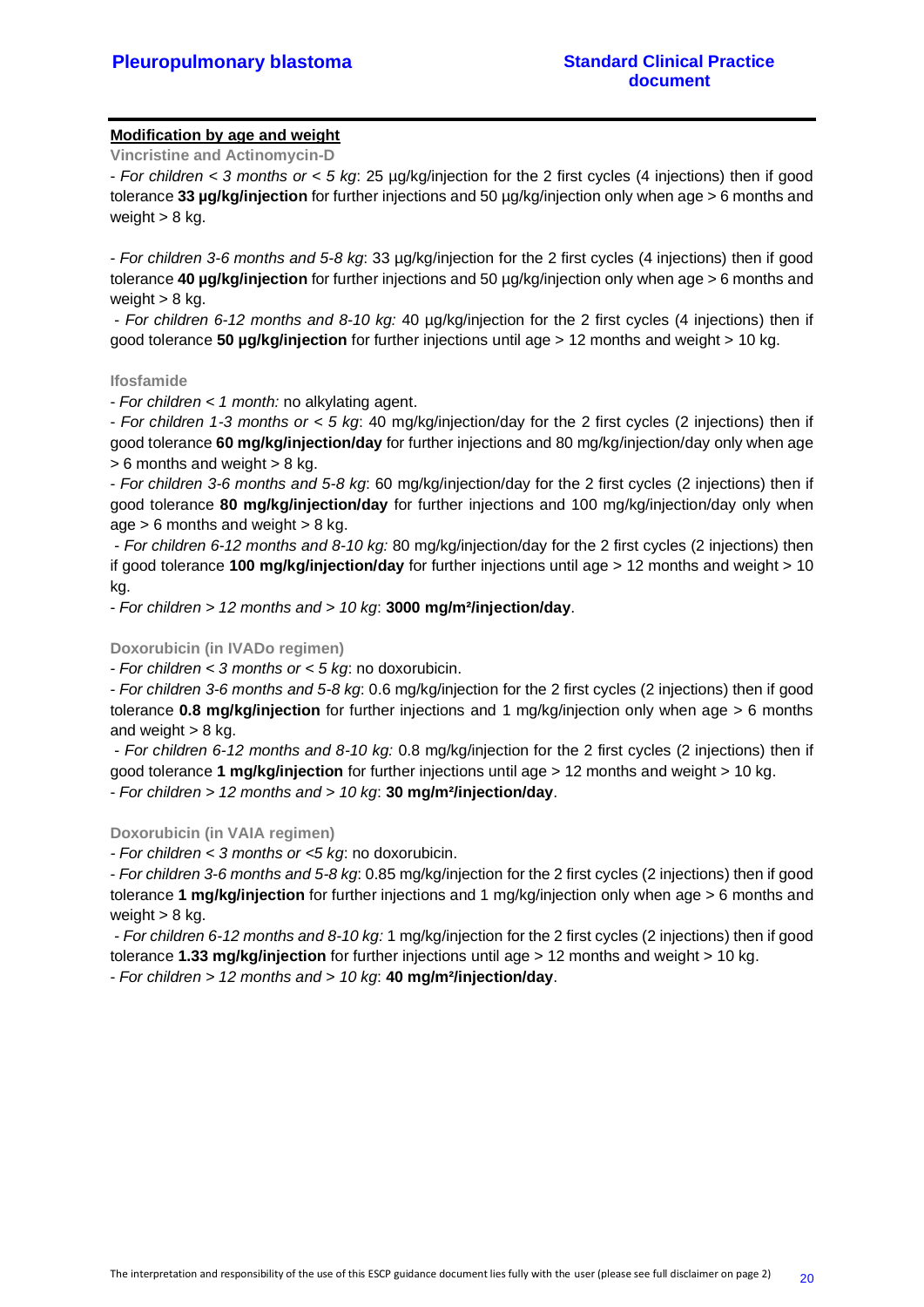**Modification by age and weight**

**Vincristine and Actinomycin-D**

- *For children < 3 months or < 5 kg*: 25 µg/kg/injection for the 2 first cycles (4 injections) then if good tolerance **33 µg/kg/injection** for further injections and 50 µg/kg/injection only when age > 6 months and weight > 8 kg.

- *For children 3-6 months and 5-8 kg*: 33 µg/kg/injection for the 2 first cycles (4 injections) then if good tolerance **40 µg/kg/injection** for further injections and 50 µg/kg/injection only when age > 6 months and weight > 8 kg.

- *For children 6-12 months and 8-10 kg:* 40 µg/kg/injection for the 2 first cycles (4 injections) then if good tolerance **50 µg/kg/injection** for further injections until age > 12 months and weight > 10 kg.

**Ifosfamide**

- *For children < 1 month:* no alkylating agent.
- *For children 1-3 months or < 5 kg*: 40 mg/kg/injection/day for the 2 first cycles (2 injections) then if good tolerance **60 mg/kg/injection/day** for further injections and 80 mg/kg/injection/day only when age > 6 months and weight > 8 kg.
- *For children 3-6 months and 5-8 kg*: 60 mg/kg/injection/day for the 2 first cycles (2 injections) then if good tolerance **80 mg/kg/injection/day** for further injections and 100 mg/kg/injection/day only when age > 6 months and weight > 8 kg.
- *For children 6-12 months and 8-10 kg:* 80 mg/kg/injection/day for the 2 first cycles (2 injections) then if good tolerance **100 mg/kg/injection/day** for further injections until age > 12 months and weight > 10 kg.
- *For children > 12 months and > 10 kg*: **3000 mg/m²/injection/day**.

**Doxorubicin (in IVADo regimen)**

- *For children < 3 months or < 5 kg*: no doxorubicin.
- *For children 3-6 months and 5-8 kg*: 0.6 mg/kg/injection for the 2 first cycles (2 injections) then if good tolerance **0.8 mg/kg/injection** for further injections and 1 mg/kg/injection only when age > 6 months and weight > 8 kg.
- *For children 6-12 months and 8-10 kg:* 0.8 mg/kg/injection for the 2 first cycles (2 injections) then if good tolerance **1 mg/kg/injection** for further injections until age > 12 months and weight > 10 kg.
- *For children > 12 months and > 10 kg*: **30 mg/m²/injection/day**.

**Doxorubicin (in VAIA regimen)**

- *For children < 3 months or <5 kg*: no doxorubicin.
- *For children 3-6 months and 5-8 kg*: 0.85 mg/kg/injection for the 2 first cycles (2 injections) then if good tolerance **1 mg/kg/injection** for further injections and 1 mg/kg/injection only when age > 6 months and weight > 8 kg.
- *For children 6-12 months and 8-10 kg:* 1 mg/kg/injection for the 2 first cycles (2 injections) then if good tolerance **1.33 mg/kg/injection** for further injections until age > 12 months and weight > 10 kg.
- *For children > 12 months and > 10 kg*: **40 mg/m²/injection/day**.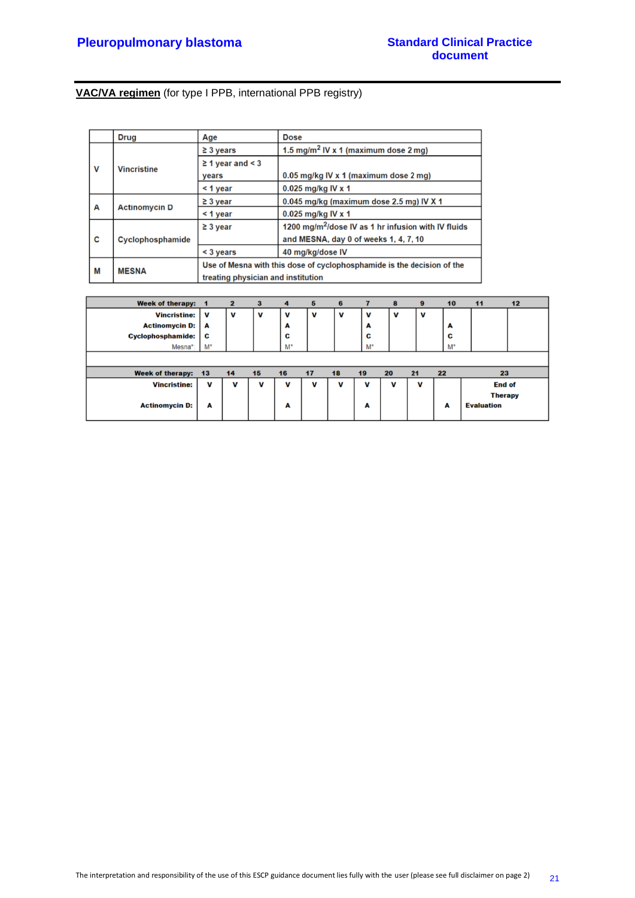**<u>VAC/VA regimen</u>** (for type I PPB, international PPB registry)

| | Drug | Age | Dose |
|---|---|---|---|
| V | Vincristine | ≥ 3 years | 1.5 mg/m$^2$ IV x 1 (maximum dose 2 mg) |
| | | ≥ 1 year and < 3 years | 0.05 mg/kg IV x 1 (maximum dose 2 mg) |
| | | < 1 year | 0.025 mg/kg IV x 1 |
| A | Actinomycin D | ≥ 3 year | 0.045 mg/kg (maximum dose 2.5 mg) IV X 1 |
| | | < 1 year | 0.025 mg/kg IV x 1 |
| C | Cyclophosphamide | ≥ 3 year | 1200 mg/m$^2$/dose IV as 1 hr infusion with IV fluids and MESNA, day 0 of weeks 1, 4, 7, 10 |
| | | < 3 years | 40 mg/kg/dose IV |
| M | MESNA | Use of Mesna with this dose of cyclophosphamide is the decision of the treating physician and institution | |

| Week of therapy: | 1 | 2 | 3 | 4 | 5 | 6 | 7 | 8 | 9 | 10 | 11 | 12 |
|---|---|---|---|---|---|---|---|---|---|---|---|---|
| Vincristine: | V | V | V | V | V | V | V | V | V | | | |
| Actinomycin D: | A | | | A | | | A | | | A | | |
| Cyclophosphamide: | C | | | C | | | C | | | C | | |
| Mesna*: | M* | | | M* | | | M* | | | M* | | |

| Week of therapy: | 13 | 14 | 15 | 16 | 17 | 18 | 19 | 20 | 21 | 22 | 23 |
|---|---|---|---|---|---|---|---|---|---|---|---|
| Vincristine: | V | V | V | V | V | V | V | V | V | | End of Therapy Evaluation |
| Actinomycin D: | A | | | A | | | A | | | A | |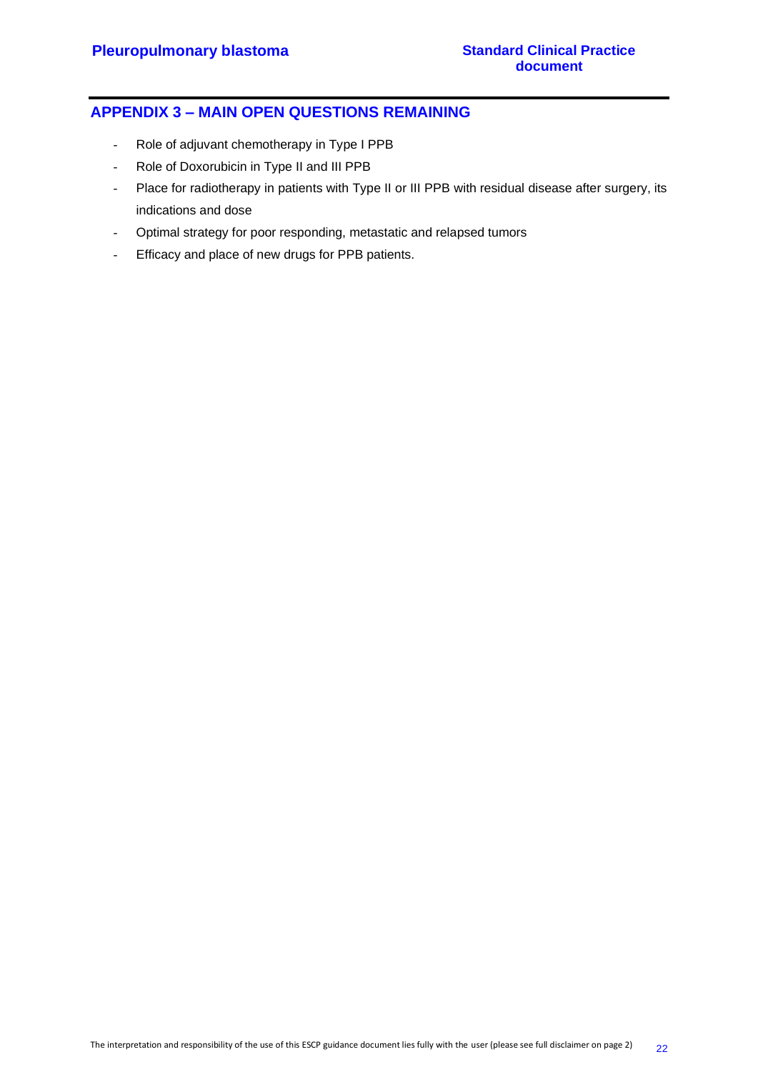## APPENDIX 3 – MAIN OPEN QUESTIONS REMAINING

- Role of adjuvant chemotherapy in Type I PPB
- Role of Doxorubicin in Type II and III PPB
- Place for radiotherapy in patients with Type II or III PPB with residual disease after surgery, its indications and dose
- Optimal strategy for poor responding, metastatic and relapsed tumors
- Efficacy and place of new drugs for PPB patients.